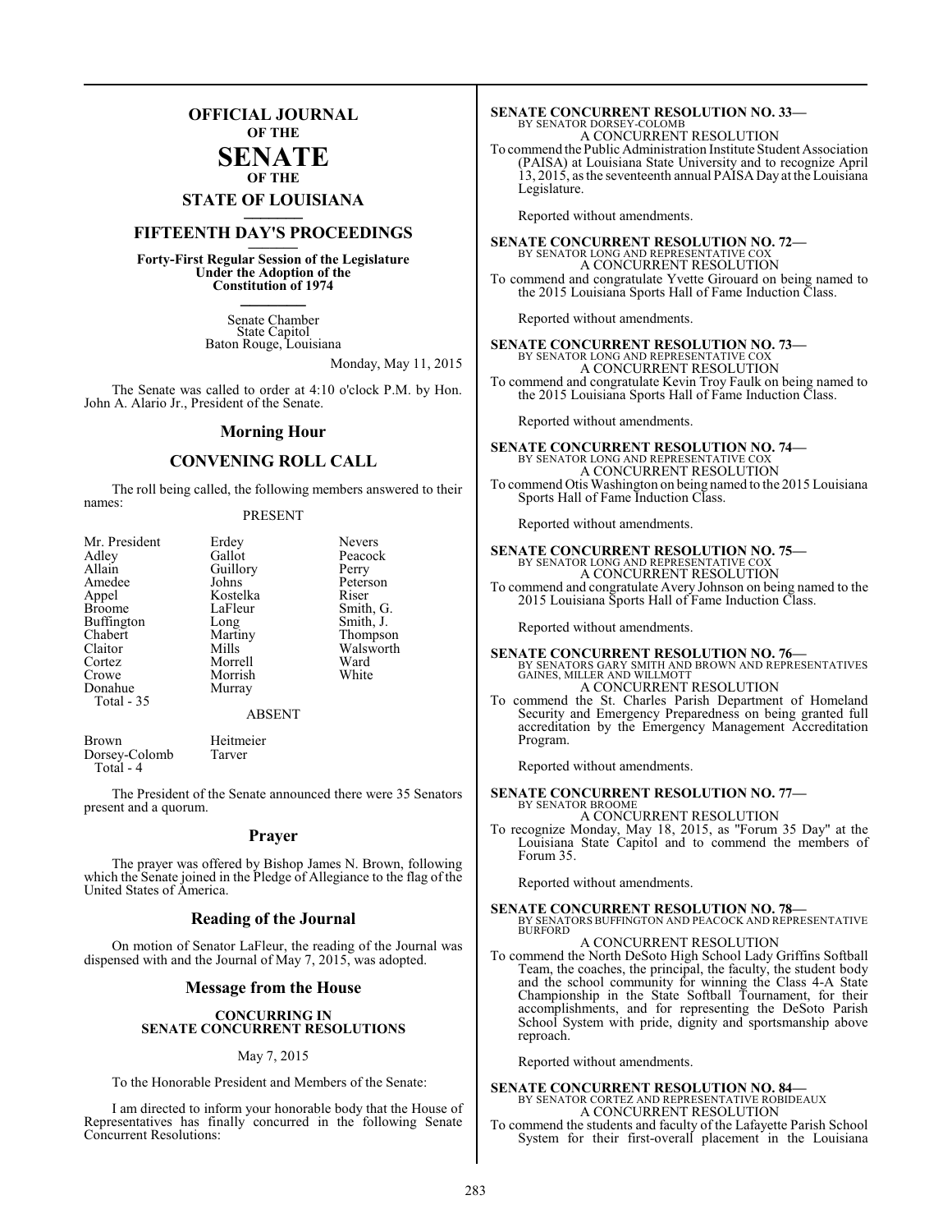# OFFICIAL JOURNAL
## OF THE
# SENATE
## OF THE
## STATE OF LOUISIANA

## FIFTEENTH DAY'S PROCEEDINGS

**Forty-First Regular Session of the Legislature Under the Adoption of the Constitution of 1974**

Senate Chamber
State Capitol
Baton Rouge, Louisiana

Monday, May 11, 2015

The Senate was called to order at 4:10 o'clock P.M. by Hon. John A. Alario Jr., President of the Senate.

## Morning Hour

## CONVENING ROLL CALL

The roll being called, the following members answered to their names:

PRESENT

| | | |
|---|---|---|
| Mr. President | Erdey | Nevers |
| Adley | Gallot | Peacock |
| Allain | Guillory | Perry |
| Amedee | Johns | Peterson |
| Appel | Kostelka | Riser |
| Broome | LaFleur | Smith, G. |
| Buffington | Long | Smith, J. |
| Chabert | Martiny | Thompson |
| Claitor | Mills | Walsworth |
| Cortez | Morrell | Ward |
| Crowe | Morrish | White |
| Donahue | Murray | |

Total - 35

ABSENT

| | |
|---|---|
| Brown | Heitmeier |
| Dorsey-Colomb | Tarver |

Total - 4

The President of the Senate announced there were 35 Senators present and a quorum.

## Prayer

The prayer was offered by Bishop James N. Brown, following which the Senate joined in the Pledge of Allegiance to the flag of the United States of America.

## Reading of the Journal

On motion of Senator LaFleur, the reading of the Journal was dispensed with and the Journal of May 7, 2015, was adopted.

## Message from the House

**CONCURRING IN SENATE CONCURRENT RESOLUTIONS**

May 7, 2015

To the Honorable President and Members of the Senate:

I am directed to inform your honorable body that the House of Representatives has finally concurred in the following Senate Concurrent Resolutions:

**SENATE CONCURRENT RESOLUTION NO. 33—**
BY SENATOR DORSEY-COLOMB
A CONCURRENT RESOLUTION
To commend the Public Administration Institute Student Association (PAISA) at Louisiana State University and to recognize April 13, 2015, as the seventeenth annual PAISA Day at the Louisiana Legislature.

Reported without amendments.

**SENATE CONCURRENT RESOLUTION NO. 72—**
BY SENATOR LONG AND REPRESENTATIVE COX
A CONCURRENT RESOLUTION
To commend and congratulate Yvette Girouard on being named to the 2015 Louisiana Sports Hall of Fame Induction Class.

Reported without amendments.

**SENATE CONCURRENT RESOLUTION NO. 73—**
BY SENATOR LONG AND REPRESENTATIVE COX
A CONCURRENT RESOLUTION
To commend and congratulate Kevin Troy Faulk on being named to the 2015 Louisiana Sports Hall of Fame Induction Class.

Reported without amendments.

**SENATE CONCURRENT RESOLUTION NO. 74—**
BY SENATOR LONG AND REPRESENTATIVE COX
A CONCURRENT RESOLUTION
To commend Otis Washington on being named to the 2015 Louisiana Sports Hall of Fame Induction Class.

Reported without amendments.

**SENATE CONCURRENT RESOLUTION NO. 75—**
BY SENATOR LONG AND REPRESENTATIVE COX
A CONCURRENT RESOLUTION
To commend and congratulate Avery Johnson on being named to the 2015 Louisiana Sports Hall of Fame Induction Class.

Reported without amendments.

**SENATE CONCURRENT RESOLUTION NO. 76—**
BY SENATORS GARY SMITH AND BROWN AND REPRESENTATIVES GAINES, MILLER AND WILLMOTT
A CONCURRENT RESOLUTION
To commend the St. Charles Parish Department of Homeland Security and Emergency Preparedness on being granted full accreditation by the Emergency Management Accreditation Program.

Reported without amendments.

**SENATE CONCURRENT RESOLUTION NO. 77—**
BY SENATOR BROOME
A CONCURRENT RESOLUTION
To recognize Monday, May 18, 2015, as "Forum 35 Day" at the Louisiana State Capitol and to commend the members of Forum 35.

Reported without amendments.

**SENATE CONCURRENT RESOLUTION NO. 78—**
BY SENATORS BUFFINGTON AND PEACOCK AND REPRESENTATIVE BURFORD
A CONCURRENT RESOLUTION
To commend the North DeSoto High School Lady Griffins Softball Team, the coaches, the principal, the faculty, the student body and the school community for winning the Class 4-A State Championship in the State Softball Tournament, for their accomplishments, and for representing the DeSoto Parish School System with pride, dignity and sportsmanship above reproach.

Reported without amendments.

**SENATE CONCURRENT RESOLUTION NO. 84—**
BY SENATOR CORTEZ AND REPRESENTATIVE ROBIDEAUX
A CONCURRENT RESOLUTION
To commend the students and faculty of the Lafayette Parish School System for their first-overall placement in the Louisiana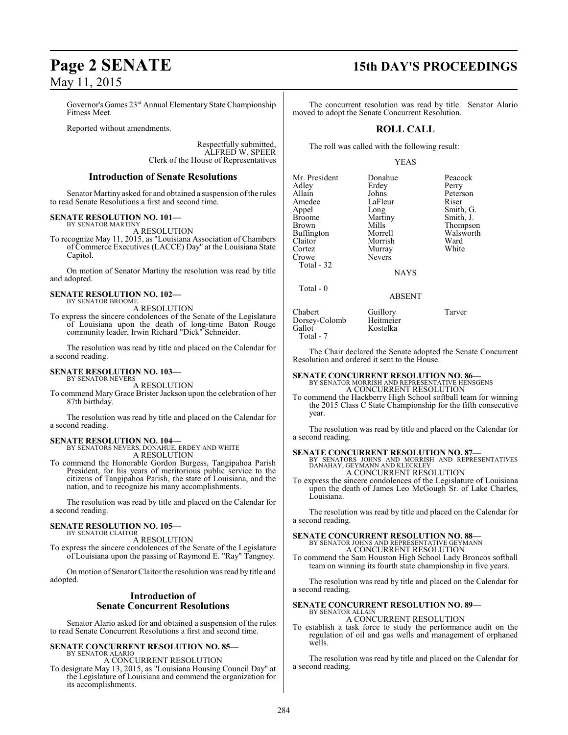Governor's Games 23rd Annual Elementary State Championship Fitness Meet.

Reported without amendments.

Respectfully submitted,
ALFRED W. SPEER
Clerk of the House of Representatives

## Introduction of Senate Resolutions

Senator Martiny asked for and obtained a suspension of the rules to read Senate Resolutions a first and second time.

**SENATE RESOLUTION NO. 101—**
BY SENATOR MARTINY
A RESOLUTION
To recognize May 11, 2015, as "Louisiana Association of Chambers of Commerce Executives (LACCE) Day" at the Louisiana State Capitol.

On motion of Senator Martiny the resolution was read by title and adopted.

**SENATE RESOLUTION NO. 102—**
BY SENATOR BROOME
A RESOLUTION
To express the sincere condolences of the Senate of the Legislature of Louisiana upon the death of long-time Baton Rouge community leader, Irwin Richard "Dick" Schneider.

The resolution was read by title and placed on the Calendar for a second reading.

**SENATE RESOLUTION NO. 103—**
BY SENATOR NEVERS
A RESOLUTION
To commend Mary Grace Brister Jackson upon the celebration of her 87th birthday.

The resolution was read by title and placed on the Calendar for a second reading.

**SENATE RESOLUTION NO. 104—**
BY SENATORS NEVERS, DONAHUE, ERDEY AND WHITE
A RESOLUTION
To commend the Honorable Gordon Burgess, Tangipahoa Parish President, for his years of meritorious public service to the citizens of Tangipahoa Parish, the state of Louisiana, and the nation, and to recognize his many accomplishments.

The resolution was read by title and placed on the Calendar for a second reading.

**SENATE RESOLUTION NO. 105—**
BY SENATOR CLAITOR
A RESOLUTION
To express the sincere condolences of the Senate of the Legislature of Louisiana upon the passing of Raymond E. "Ray" Tangney.

On motion of Senator Claitor the resolution was read by title and adopted.

## Introduction of Senate Concurrent Resolutions

Senator Alario asked for and obtained a suspension of the rules to read Senate Concurrent Resolutions a first and second time.

**SENATE CONCURRENT RESOLUTION NO. 85—**
BY SENATOR ALARIO
A CONCURRENT RESOLUTION
To designate May 13, 2015, as "Louisiana Housing Council Day" at the Legislature of Louisiana and commend the organization for its accomplishments.

The concurrent resolution was read by title. Senator Alario moved to adopt the Senate Concurrent Resolution.

## ROLL CALL

The roll was called with the following result:

YEAS

| | | |
|---|---|---|
| Mr. President | Donahue | Peacock |
| Adley | Erdey | Perry |
| Allain | Johns | Peterson |
| Amedee | LaFleur | Riser |
| Appel | Long | Smith, G. |
| Broome | Martiny | Smith, J. |
| Brown | Mills | Thompson |
| Buffington | Morrell | Walsworth |
| Claitor | Morrish | Ward |
| Cortez | Murray | White |
| Crowe | Nevers | |

Total - 32

NAYS

Total - 0

ABSENT

| | | |
|---|---|---|
| Chabert | Guillory | Tarver |
| Dorsey-Colomb | Heitmeier | |
| Gallot | Kostelka | |

Total - 7

The Chair declared the Senate adopted the Senate Concurrent Resolution and ordered it sent to the House.

**SENATE CONCURRENT RESOLUTION NO. 86—**
BY SENATOR MORRISH AND REPRESENTATIVE HENSGENS
A CONCURRENT RESOLUTION
To commend the Hackberry High School softball team for winning the 2015 Class C State Championship for the fifth consecutive year.

The resolution was read by title and placed on the Calendar for a second reading.

**SENATE CONCURRENT RESOLUTION NO. 87—**
BY SENATORS JOHNS AND MORRISH AND REPRESENTATIVES DANAHAY, GEYMANN AND KLECKLEY
A CONCURRENT RESOLUTION
To express the sincere condolences of the Legislature of Louisiana upon the death of James Leo McGough Sr. of Lake Charles, Louisiana.

The resolution was read by title and placed on the Calendar for a second reading.

**SENATE CONCURRENT RESOLUTION NO. 88—**
BY SENATOR JOHNS AND REPRESENTATIVE GEYMANN
A CONCURRENT RESOLUTION
To commend the Sam Houston High School Lady Broncos softball team on winning its fourth state championship in five years.

The resolution was read by title and placed on the Calendar for a second reading.

**SENATE CONCURRENT RESOLUTION NO. 89—**
BY SENATOR ALLAIN
A CONCURRENT RESOLUTION
To establish a task force to study the performance audit on the regulation of oil and gas wells and management of orphaned wells.

The resolution was read by title and placed on the Calendar for a second reading.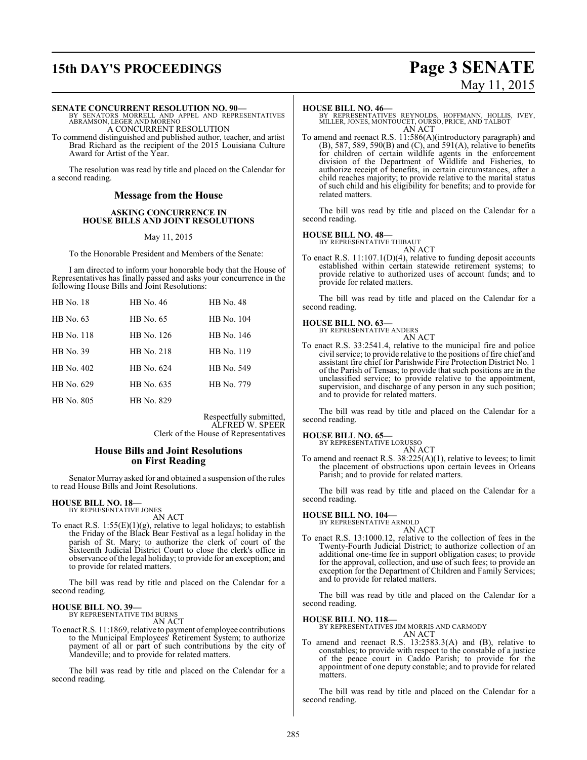**SENATE CONCURRENT RESOLUTION NO. 90—**
BY SENATORS MORRELL AND APPEL AND REPRESENTATIVES ABRAMSON, LEGER AND MORENO

A CONCURRENT RESOLUTION

To commend distinguished and published author, teacher, and artist Brad Richard as the recipient of the 2015 Louisiana Culture Award for Artist of the Year.

The resolution was read by title and placed on the Calendar for a second reading.

## Message from the House

### ASKING CONCURRENCE IN HOUSE BILLS AND JOINT RESOLUTIONS

May 11, 2015

To the Honorable President and Members of the Senate:

I am directed to inform your honorable body that the House of Representatives has finally passed and asks your concurrence in the following House Bills and Joint Resolutions:

| | | |
|---|---|---|
| HB No. 18 | HB No. 46 | HB No. 48 |
| HB No. 63 | HB No. 65 | HB No. 104 |
| HB No. 118 | HB No. 126 | HB No. 146 |
| HB No. 39 | HB No. 218 | HB No. 119 |
| HB No. 402 | HB No. 624 | HB No. 549 |
| HB No. 629 | HB No. 635 | HB No. 779 |
| HB No. 805 | HB No. 829 | |

Respectfully submitted,
ALFRED W. SPEER
Clerk of the House of Representatives

## House Bills and Joint Resolutions on First Reading

Senator Murray asked for and obtained a suspension of the rules to read House Bills and Joint Resolutions.

**HOUSE BILL NO. 18—**
BY REPRESENTATIVE JONES

AN ACT

To enact R.S. 1:55(E)(1)(g), relative to legal holidays; to establish the Friday of the Black Bear Festival as a legal holiday in the parish of St. Mary; to authorize the clerk of court of the Sixteenth Judicial District Court to close the clerk's office in observance of the legal holiday; to provide for an exception; and to provide for related matters.

The bill was read by title and placed on the Calendar for a second reading.

**HOUSE BILL NO. 39—**
BY REPRESENTATIVE TIM BURNS

AN ACT

To enact R.S. 11:1869, relative to payment of employee contributions to the Municipal Employees' Retirement System; to authorize payment of all or part of such contributions by the city of Mandeville; and to provide for related matters.

The bill was read by title and placed on the Calendar for a second reading.

**HOUSE BILL NO. 46—**
BY REPRESENTATIVES REYNOLDS, HOFFMANN, HOLLIS, IVEY, MILLER, JONES, MONTOUCET, OURSO, PRICE, AND TALBOT

AN ACT

To amend and reenact R.S. 11:586(A)(introductory paragraph) and (B), 587, 589, 590(B) and (C), and 591(A), relative to benefits for children of certain wildlife agents in the enforcement division of the Department of Wildlife and Fisheries, to authorize receipt of benefits, in certain circumstances, after a child reaches majority; to provide relative to the marital status of such child and his eligibility for benefits; and to provide for related matters.

The bill was read by title and placed on the Calendar for a second reading.

**HOUSE BILL NO. 48—**
BY REPRESENTATIVE THIBAUT

AN ACT

To enact R.S. 11:107.1(D)(4), relative to funding deposit accounts established within certain statewide retirement systems; to provide relative to authorized uses of account funds; and to provide for related matters.

The bill was read by title and placed on the Calendar for a second reading.

**HOUSE BILL NO. 63—**
BY REPRESENTATIVE ANDERS

AN ACT

To enact R.S. 33:2541.4, relative to the municipal fire and police civil service; to provide relative to the positions of fire chief and assistant fire chief for Parishwide Fire Protection District No. 1 of the Parish of Tensas; to provide that such positions are in the unclassified service; to provide relative to the appointment, supervision, and discharge of any person in any such position; and to provide for related matters.

The bill was read by title and placed on the Calendar for a second reading.

**HOUSE BILL NO. 65—**
BY REPRESENTATIVE LORUSSO

AN ACT

To amend and reenact R.S. 38:225(A)(1), relative to levees; to limit the placement of obstructions upon certain levees in Orleans Parish; and to provide for related matters.

The bill was read by title and placed on the Calendar for a second reading.

**HOUSE BILL NO. 104—**
BY REPRESENTATIVE ARNOLD

AN ACT

To enact R.S. 13:1000.12, relative to the collection of fees in the Twenty-Fourth Judicial District; to authorize collection of an additional one-time fee in support obligation cases; to provide for the approval, collection, and use of such fees; to provide an exception for the Department of Children and Family Services; and to provide for related matters.

The bill was read by title and placed on the Calendar for a second reading.

**HOUSE BILL NO. 118—**
BY REPRESENTATIVES JIM MORRIS AND CARMODY

AN ACT

To amend and reenact R.S. 13:2583.3(A) and (B), relative to constables; to provide with respect to the constable of a justice of the peace court in Caddo Parish; to provide for the appointment of one deputy constable; and to provide for related matters.

The bill was read by title and placed on the Calendar for a second reading.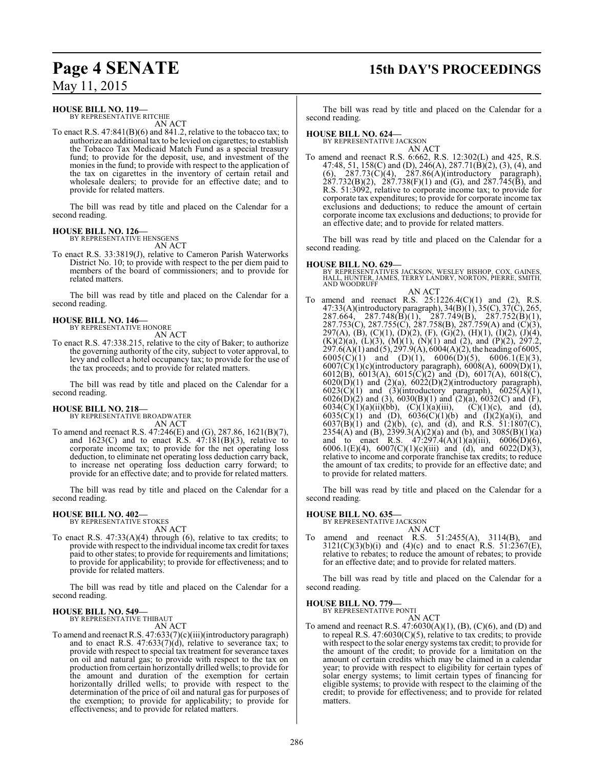**HOUSE BILL NO. 119—**
BY REPRESENTATIVE RITCHIE

AN ACT

To enact R.S. 47:841(B)(6) and 841.2, relative to the tobacco tax; to authorize an additional tax to be levied on cigarettes; to establish the Tobacco Tax Medicaid Match Fund as a special treasury fund; to provide for the deposit, use, and investment of the monies in the fund; to provide with respect to the application of the tax on cigarettes in the inventory of certain retail and wholesale dealers; to provide for an effective date; and to provide for related matters.

The bill was read by title and placed on the Calendar for a second reading.

**HOUSE BILL NO. 126—**
BY REPRESENTATIVE HENSGENS

AN ACT

To enact R.S. 33:3819(J), relative to Cameron Parish Waterworks District No. 10; to provide with respect to the per diem paid to members of the board of commissioners; and to provide for related matters.

The bill was read by title and placed on the Calendar for a second reading.

**HOUSE BILL NO. 146—**
BY REPRESENTATIVE HONORE

AN ACT

To enact R.S. 47:338.215, relative to the city of Baker; to authorize the governing authority of the city, subject to voter approval, to levy and collect a hotel occupancy tax; to provide for the use of the tax proceeds; and to provide for related matters.

The bill was read by title and placed on the Calendar for a second reading.

**HOUSE BILL NO. 218—**
BY REPRESENTATIVE BROADWATER

AN ACT

To amend and reenact R.S. 47:246(E) and (G), 287.86, 1621(B)(7), and 1623(C) and to enact R.S. 47:181(B)(3), relative to corporate income tax; to provide for the net operating loss deduction, to eliminate net operating loss deduction carry back, to increase net operating loss deduction carry forward; to provide for an effective date; and to provide for related matters.

The bill was read by title and placed on the Calendar for a second reading.

**HOUSE BILL NO. 402—**
BY REPRESENTATIVE STOKES

AN ACT

To enact R.S. 47:33(A)(4) through (6), relative to tax credits; to provide with respect to the individual income tax credit for taxes paid to other states; to provide for requirements and limitations; to provide for applicability; to provide for effectiveness; and to provide for related matters.

The bill was read by title and placed on the Calendar for a second reading.

**HOUSE BILL NO. 549—**
BY REPRESENTATIVE THIBAUT

AN ACT

To amend and reenact R.S. 47:633(7)(c)(iii)(introductory paragraph) and to enact R.S. 47:633(7)(d), relative to severance tax; to provide with respect to special tax treatment for severance taxes on oil and natural gas; to provide with respect to the tax on production from certain horizontally drilled wells; to provide for the amount and duration of the exemption for certain horizontally drilled wells; to provide with respect to the determination of the price of oil and natural gas for purposes of the exemption; to provide for applicability; to provide for effectiveness; and to provide for related matters.

The bill was read by title and placed on the Calendar for a second reading.

**HOUSE BILL NO. 624—**
BY REPRESENTATIVE JACKSON

AN ACT

To amend and reenact R.S. 6:662, R.S. 12:302(L) and 425, R.S. 47:48, 51, 158(C) and (D), 246(A), 287.71(B)(2), (3), (4), and (6), 287.73(C)(4), 287.86(A)(introductory paragraph), 287.732(B)(2), 287.738(F)(1) and (G), and 287.745(B), and R.S. 51:3092, relative to corporate income tax; to provide for corporate tax expenditures; to provide for corporate income tax exclusions and deductions; to reduce the amount of certain corporate income tax exclusions and deductions; to provide for an effective date; and to provide for related matters.

The bill was read by title and placed on the Calendar for a second reading.

**HOUSE BILL NO. 629—**
BY REPRESENTATIVES JACKSON, WESLEY BISHOP, COX, GAINES, HALL, HUNTER, JAMES, TERRY LANDRY, NORTON, PIERRE, SMITH, AND WOODRUFF

AN ACT

To amend and reenact R.S. 25:1226.4(C)(1) and (2), R.S. 47:33(A)(introductory paragraph), 34(B)(1), 35(C), 37(C), 265, 287.664, 287.748(B)(1), 287.749(B), 287.752(B)(1), 287.753(C), 287.755(C), 287.758(B), 287.759(A) and (C)(3), 297(A), (B), (C)(1), (D)(2), (F), (G)(2), (H)(1), (I)(2), (J)(4), (K)(2)(a), (L)(3), (M)(1), (N)(1) and (2), and (P)(2), 297.2, 297.6(A)(1) and (5), 297.9(A), 6004(A)(2), the heading of 6005, 6005(C)(1) and (D)(1), 6006(D)(5), 6006.1(E)(3), 6007(C)(1)(c)(introductory paragraph), 6008(A), 6009(D)(1), 6012(B), 6013(A), 6015(C)(2) and (D), 6017(A), 6018(C), 6020(D)(1) and (2)(a), 6022(D)(2)(introductory paragraph), 6023(C)(1) and (3)(introductory paragraph), 6025(A)(1), 6026(D)(2) and (3), 6030(B)(1) and (2)(a), 6032(C) and (F), 6034(C)(1)(a)(ii)(bb), (C)(1)(a)(iii), (C)(1)(c), and (d), 6035(C)(1) and (D), 6036(C)(1)(b) and (I)(2)(a)(i), and 6037(B)(1) and (2)(b), (c), and (d), and R.S. 51:1807(C), 2354(A) and (B), 2399.3(A)(2)(a) and (b), and 3085(B)(1)(a) and to enact R.S. 47:297.4(A)(1)(a)(iii), 6006(D)(6), 6006.1(E)(4), 6007(C)(1)(c)(iii) and (d), and 6022(D)(3), relative to income and corporate franchise tax credits; to reduce the amount of tax credits; to provide for an effective date; and to provide for related matters.

The bill was read by title and placed on the Calendar for a second reading.

**HOUSE BILL NO. 635—**
BY REPRESENTATIVE JACKSON

AN ACT

To amend and reenact R.S. 51:2455(A), 3114(B), and 3121(C)(3)(b)(i) and (4)(c) and to enact R.S. 51:2367(E), relative to rebates; to reduce the amount of rebates; to provide for an effective date; and to provide for related matters.

The bill was read by title and placed on the Calendar for a second reading.

**HOUSE BILL NO. 779—**
BY REPRESENTATIVE PONTI

AN ACT

To amend and reenact R.S. 47:6030(A)(1), (B), (C)(6), and (D) and to repeal R.S. 47:6030(C)(5), relative to tax credits; to provide with respect to the solar energy systems tax credit; to provide for the amount of the credit; to provide for a limitation on the amount of certain credits which may be claimed in a calendar year; to provide with respect to eligibility for certain types of solar energy systems; to limit certain types of financing for eligible systems; to provide with respect to the claiming of the credit; to provide for effectiveness; and to provide for related matters.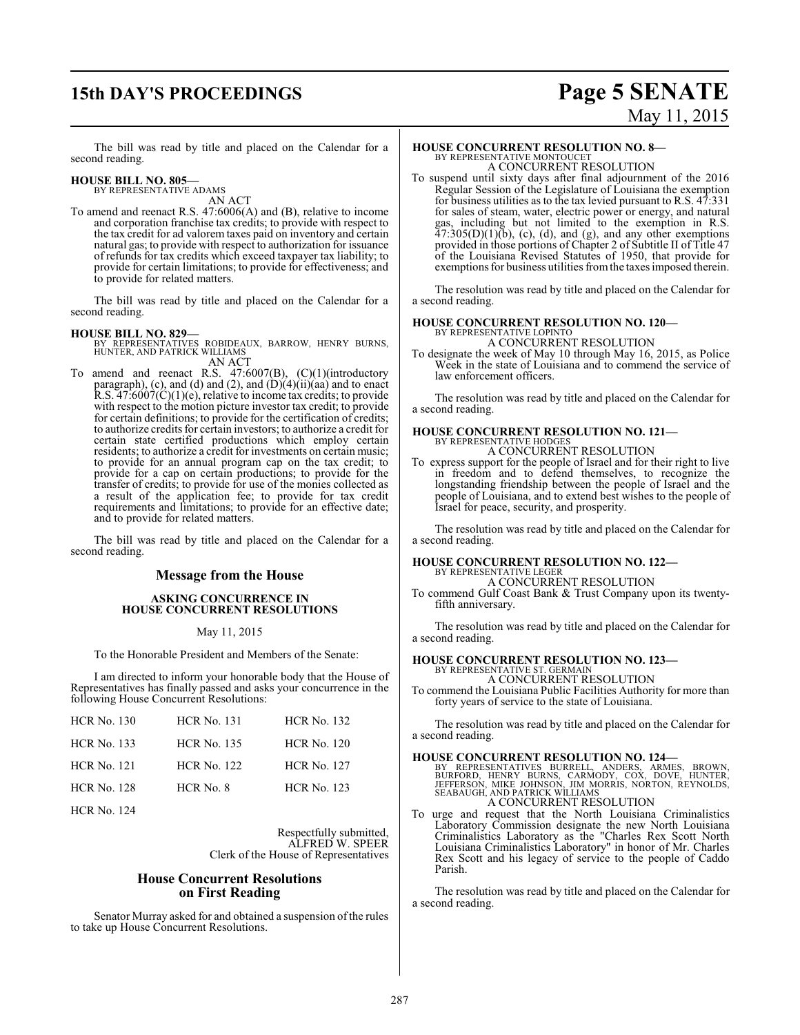The bill was read by title and placed on the Calendar for a second reading.

**HOUSE BILL NO. 805—**
BY REPRESENTATIVE ADAMS
AN ACT

To amend and reenact R.S. 47:6006(A) and (B), relative to income and corporation franchise tax credits; to provide with respect to the tax credit for ad valorem taxes paid on inventory and certain natural gas; to provide with respect to authorization for issuance of refunds for tax credits which exceed taxpayer tax liability; to provide for certain limitations; to provide for effectiveness; and to provide for related matters.

The bill was read by title and placed on the Calendar for a second reading.

**HOUSE BILL NO. 829—**
BY REPRESENTATIVES ROBIDEAUX, BARROW, HENRY BURNS, HUNTER, AND PATRICK WILLIAMS
AN ACT

To amend and reenact R.S. 47:6007(B), (C)(1)(introductory paragraph), (c), and (d) and (2), and (D)(4)(ii)(aa) and to enact R.S. 47:6007(C)(1)(e), relative to income tax credits; to provide with respect to the motion picture investor tax credit; to provide for certain definitions; to provide for the certification of credits; to authorize credits for certain investors; to authorize a credit for certain state certified productions which employ certain residents; to authorize a credit for investments on certain music; to provide for an annual program cap on the tax credit; to provide for a cap on certain productions; to provide for the transfer of credits; to provide for use of the monies collected as a result of the application fee; to provide for tax credit requirements and limitations; to provide for an effective date; and to provide for related matters.

The bill was read by title and placed on the Calendar for a second reading.

## Message from the House

### ASKING CONCURRENCE IN HOUSE CONCURRENT RESOLUTIONS

May 11, 2015

To the Honorable President and Members of the Senate:

I am directed to inform your honorable body that the House of Representatives has finally passed and asks your concurrence in the following House Concurrent Resolutions:

| HCR No. 130 | HCR No. 131 | HCR No. 132 |
|---|---|---|
| HCR No. 133 | HCR No. 135 | HCR No. 120 |
| HCR No. 121 | HCR No. 122 | HCR No. 127 |
| HCR No. 128 | HCR No. 8 | HCR No. 123 |
| HCR No. 124 | | |

Respectfully submitted,
ALFRED W. SPEER
Clerk of the House of Representatives

## House Concurrent Resolutions on First Reading

Senator Murray asked for and obtained a suspension of the rules to take up House Concurrent Resolutions.

**HOUSE CONCURRENT RESOLUTION NO. 8—**
BY REPRESENTATIVE MONTOUCET
A CONCURRENT RESOLUTION

To suspend until sixty days after final adjournment of the 2016 Regular Session of the Legislature of Louisiana the exemption for business utilities as to the tax levied pursuant to R.S. 47:331 for sales of steam, water, electric power or energy, and natural gas, including but not limited to the exemption in R.S. 47:305(D)(1)(b), (c), (d), and (g), and any other exemptions provided in those portions of Chapter 2 of Subtitle II of Title 47 of the Louisiana Revised Statutes of 1950, that provide for exemptions for business utilities from the taxes imposed therein.

The resolution was read by title and placed on the Calendar for a second reading.

**HOUSE CONCURRENT RESOLUTION NO. 120—**
BY REPRESENTATIVE LOPINTO
A CONCURRENT RESOLUTION

To designate the week of May 10 through May 16, 2015, as Police Week in the state of Louisiana and to commend the service of law enforcement officers.

The resolution was read by title and placed on the Calendar for a second reading.

**HOUSE CONCURRENT RESOLUTION NO. 121—**
BY REPRESENTATIVE HODGES
A CONCURRENT RESOLUTION

To express support for the people of Israel and for their right to live in freedom and to defend themselves, to recognize the longstanding friendship between the people of Israel and the people of Louisiana, and to extend best wishes to the people of Israel for peace, security, and prosperity.

The resolution was read by title and placed on the Calendar for a second reading.

**HOUSE CONCURRENT RESOLUTION NO. 122—**
BY REPRESENTATIVE LEGER
A CONCURRENT RESOLUTION

To commend Gulf Coast Bank & Trust Company upon its twenty-fifth anniversary.

The resolution was read by title and placed on the Calendar for a second reading.

**HOUSE CONCURRENT RESOLUTION NO. 123—**
BY REPRESENTATIVE ST. GERMAIN
A CONCURRENT RESOLUTION

To commend the Louisiana Public Facilities Authority for more than forty years of service to the state of Louisiana.

The resolution was read by title and placed on the Calendar for a second reading.

**HOUSE CONCURRENT RESOLUTION NO. 124—**
BY REPRESENTATIVES BURRELL, ANDERS, ARMES, BROWN, BURFORD, HENRY BURNS, CARMODY, COX, DOVE, HUNTER, JEFFERSON, MIKE JOHNSON, JIM MORRIS, NORTON, REYNOLDS, SEABAUGH, AND PATRICK WILLIAMS
A CONCURRENT RESOLUTION

To urge and request that the North Louisiana Criminalistics Laboratory Commission designate the new North Louisiana Criminalistics Laboratory as the "Charles Rex Scott North Louisiana Criminalistics Laboratory" in honor of Mr. Charles Rex Scott and his legacy of service to the people of Caddo Parish.

The resolution was read by title and placed on the Calendar for a second reading.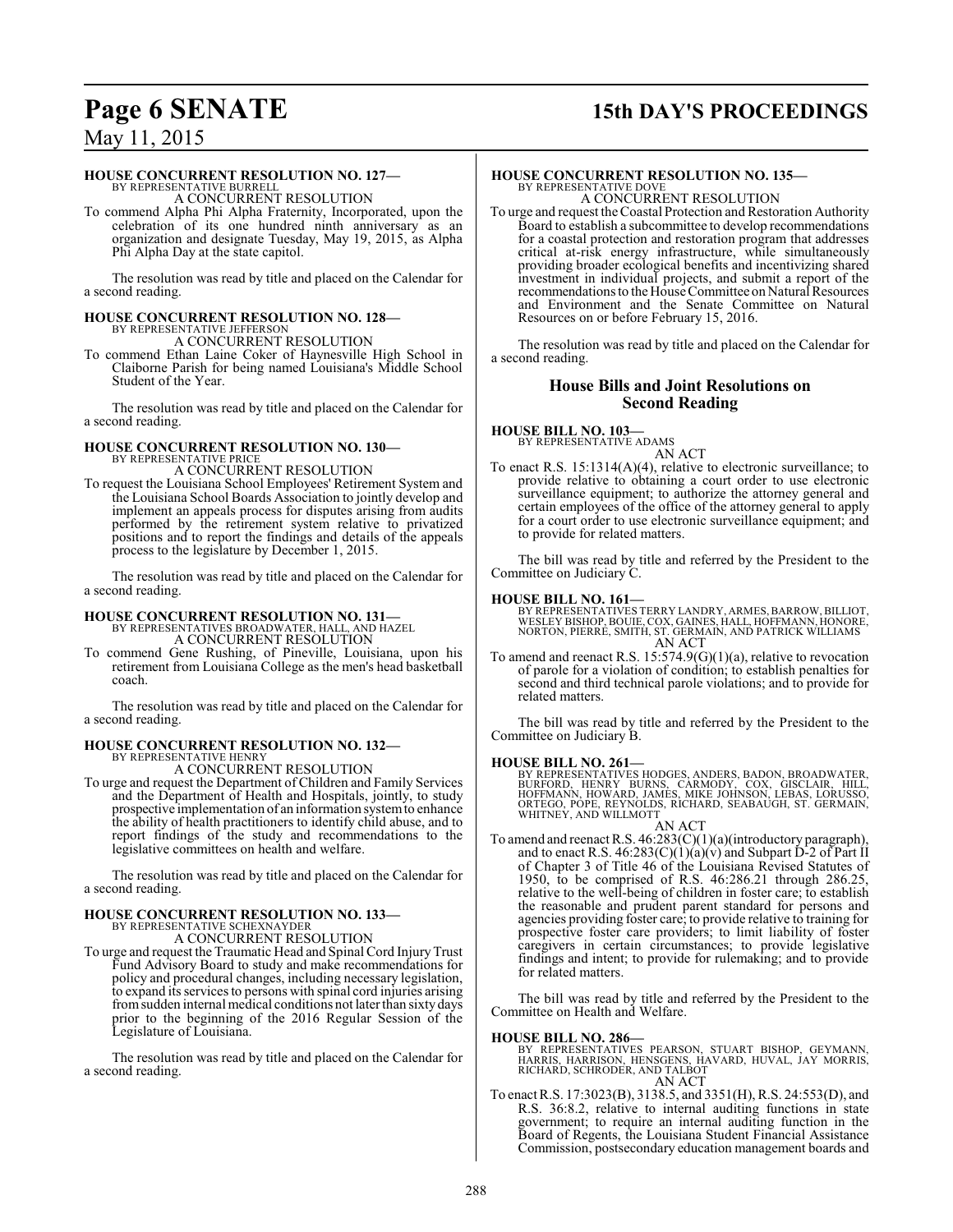#### HOUSE CONCURRENT RESOLUTION NO. 127—

BY REPRESENTATIVE BURRELL

A CONCURRENT RESOLUTION

To commend Alpha Phi Alpha Fraternity, Incorporated, upon the celebration of its one hundred ninth anniversary as an organization and designate Tuesday, May 19, 2015, as Alpha Phi Alpha Day at the state capitol.

The resolution was read by title and placed on the Calendar for a second reading.

#### HOUSE CONCURRENT RESOLUTION NO. 128—

BY REPRESENTATIVE JEFFERSON

A CONCURRENT RESOLUTION

To commend Ethan Laine Coker of Haynesville High School in Claiborne Parish for being named Louisiana's Middle School Student of the Year.

The resolution was read by title and placed on the Calendar for a second reading.

#### HOUSE CONCURRENT RESOLUTION NO. 130—

BY REPRESENTATIVE PRICE

A CONCURRENT RESOLUTION

To request the Louisiana School Employees' Retirement System and the Louisiana School Boards Association to jointly develop and implement an appeals process for disputes arising from audits performed by the retirement system relative to privatized positions and to report the findings and details of the appeals process to the legislature by December 1, 2015.

The resolution was read by title and placed on the Calendar for a second reading.

#### HOUSE CONCURRENT RESOLUTION NO. 131—

BY REPRESENTATIVES BROADWATER, HALL, AND HAZEL

A CONCURRENT RESOLUTION

To commend Gene Rushing, of Pineville, Louisiana, upon his retirement from Louisiana College as the men's head basketball coach.

The resolution was read by title and placed on the Calendar for a second reading.

#### HOUSE CONCURRENT RESOLUTION NO. 132—

BY REPRESENTATIVE HENRY

A CONCURRENT RESOLUTION

To urge and request the Department of Children and Family Services and the Department of Health and Hospitals, jointly, to study prospective implementation of an information system to enhance the ability of health practitioners to identify child abuse, and to report findings of the study and recommendations to the legislative committees on health and welfare.

The resolution was read by title and placed on the Calendar for a second reading.

#### HOUSE CONCURRENT RESOLUTION NO. 133—

BY REPRESENTATIVE SCHEXNAYDER

A CONCURRENT RESOLUTION

To urge and request the Traumatic Head and Spinal Cord Injury Trust Fund Advisory Board to study and make recommendations for policy and procedural changes, including necessary legislation, to expand its services to persons with spinal cord injuries arising from sudden internal medical conditions not later than sixty days prior to the beginning of the 2016 Regular Session of the Legislature of Louisiana.

The resolution was read by title and placed on the Calendar for a second reading.

#### HOUSE CONCURRENT RESOLUTION NO. 135—

BY REPRESENTATIVE DOVE

A CONCURRENT RESOLUTION

To urge and request the Coastal Protection and Restoration Authority Board to establish a subcommittee to develop recommendations for a coastal protection and restoration program that addresses critical at-risk energy infrastructure, while simultaneously providing broader ecological benefits and incentivizing shared investment in individual projects, and submit a report of the recommendations to the House Committee on Natural Resources and Environment and the Senate Committee on Natural Resources on or before February 15, 2016.

The resolution was read by title and placed on the Calendar for a second reading.

## House Bills and Joint Resolutions on Second Reading

#### HOUSE BILL NO. 103—

BY REPRESENTATIVE ADAMS

AN ACT

To enact R.S. 15:1314(A)(4), relative to electronic surveillance; to provide relative to obtaining a court order to use electronic surveillance equipment; to authorize the attorney general and certain employees of the office of the attorney general to apply for a court order to use electronic surveillance equipment; and to provide for related matters.

The bill was read by title and referred by the President to the Committee on Judiciary C.

#### HOUSE BILL NO. 161—

BY REPRESENTATIVES TERRY LANDRY, ARMES, BARROW, BILLIOT, WESLEY BISHOP, BOUIE, COX, GAINES, HALL, HOFFMANN, HONORE, NORTON, PIERRE, SMITH, ST. GERMAIN, AND PATRICK WILLIAMS

AN ACT

To amend and reenact R.S. 15:574.9(G)(1)(a), relative to revocation of parole for a violation of condition; to establish penalties for second and third technical parole violations; and to provide for related matters.

The bill was read by title and referred by the President to the Committee on Judiciary B.

#### HOUSE BILL NO. 261—

BY REPRESENTATIVES HODGES, ANDERS, BADON, BROADWATER, BURFORD, HENRY BURNS, CARMODY, COX, GISCLAIR, HILL, HOFFMANN, HOWARD, JAMES, MIKE JOHNSON, LEBAS, LORUSSO, ORTEGO, POPE, REYNOLDS, RICHARD, SEABAUGH, ST. GERMAIN, WHITNEY, AND WILLMOTT

AN ACT

To amend and reenact R.S. 46:283(C)(1)(a)(introductory paragraph), and to enact R.S. 46:283(C)(1)(a)(v) and Subpart D-2 of Part II of Chapter 3 of Title 46 of the Louisiana Revised Statutes of 1950, to be comprised of R.S. 46:286.21 through 286.25, relative to the well-being of children in foster care; to establish the reasonable and prudent parent standard for persons and agencies providing foster care; to provide relative to training for prospective foster care providers; to limit liability of foster caregivers in certain circumstances; to provide legislative findings and intent; to provide for rulemaking; and to provide for related matters.

The bill was read by title and referred by the President to the Committee on Health and Welfare.

#### HOUSE BILL NO. 286—

BY REPRESENTATIVES PEARSON, STUART BISHOP, GEYMANN, HARRIS, HARRISON, HENSGENS, HAVARD, HUVAL, JAY MORRIS, RICHARD, SCHRODER, AND TALBOT

AN ACT

To enact R.S. 17:3023(B), 3138.5, and 3351(H), R.S. 24:553(D), and R.S. 36:8.2, relative to internal auditing functions in state government; to require an internal auditing function in the Board of Regents, the Louisiana Student Financial Assistance Commission, postsecondary education management boards and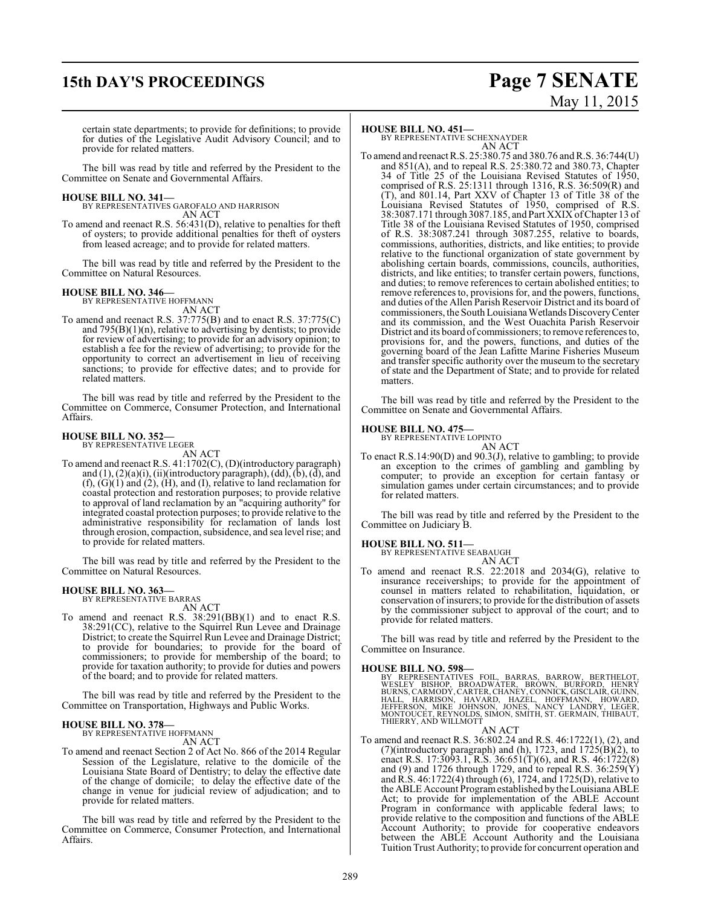certain state departments; to provide for definitions; to provide for duties of the Legislative Audit Advisory Council; and to provide for related matters.

The bill was read by title and referred by the President to the Committee on Senate and Governmental Affairs.

**HOUSE BILL NO. 341—**
BY REPRESENTATIVES GAROFALO AND HARRISON
AN ACT

To amend and reenact R.S. 56:431(D), relative to penalties for theft of oysters; to provide additional penalties for theft of oysters from leased acreage; and to provide for related matters.

The bill was read by title and referred by the President to the Committee on Natural Resources.

**HOUSE BILL NO. 346—**
BY REPRESENTATIVE HOFFMANN
AN ACT

To amend and reenact R.S. 37:775(B) and to enact R.S. 37:775(C) and 795(B)(1)(n), relative to advertising by dentists; to provide for review of advertising; to provide for an advisory opinion; to establish a fee for the review of advertising; to provide for the opportunity to correct an advertisement in lieu of receiving sanctions; to provide for effective dates; and to provide for related matters.

The bill was read by title and referred by the President to the Committee on Commerce, Consumer Protection, and International Affairs.

**HOUSE BILL NO. 352—**
BY REPRESENTATIVE LEGER
AN ACT

To amend and reenact R.S. 41:1702(C), (D)(introductory paragraph) and (1), (2)(a)(i), (ii)(introductory paragraph), (dd), (b), (d), and (f), (G)(1) and (2), (H), and (I), relative to land reclamation for coastal protection and restoration purposes; to provide relative to approval of land reclamation by an "acquiring authority" for integrated coastal protection purposes; to provide relative to the administrative responsibility for reclamation of lands lost through erosion, compaction, subsidence, and sea level rise; and to provide for related matters.

The bill was read by title and referred by the President to the Committee on Natural Resources.

**HOUSE BILL NO. 363—**
BY REPRESENTATIVE BARRAS
AN ACT

To amend and reenact R.S. 38:291(BB)(1) and to enact R.S. 38:291(CC), relative to the Squirrel Run Levee and Drainage District; to create the Squirrel Run Levee and Drainage District; to provide for boundaries; to provide for the board of commissioners; to provide for membership of the board; to provide for taxation authority; to provide for duties and powers of the board; and to provide for related matters.

The bill was read by title and referred by the President to the Committee on Transportation, Highways and Public Works.

**HOUSE BILL NO. 378—**
BY REPRESENTATIVE HOFFMANN
AN ACT

To amend and reenact Section 2 of Act No. 866 of the 2014 Regular Session of the Legislature, relative to the domicile of the Louisiana State Board of Dentistry; to delay the effective date of the change of domicile; to delay the effective date of the change in venue for judicial review of adjudication; and to provide for related matters.

The bill was read by title and referred by the President to the Committee on Commerce, Consumer Protection, and International Affairs.

**HOUSE BILL NO. 451—**
BY REPRESENTATIVE SCHEXNAYDER
AN ACT

To amend and reenact R.S. 25:380.75 and 380.76 and R.S. 36:744(U) and 851(A), and to repeal R.S. 25:380.72 and 380.73, Chapter 34 of Title 25 of the Louisiana Revised Statutes of 1950, comprised of R.S. 25:1311 through 1316, R.S. 36:509(R) and (T), and 801.14, Part XXV of Chapter 13 of Title 38 of the Louisiana Revised Statutes of 1950, comprised of R.S. 38:3087.171 through 3087.185, and Part XXIX of Chapter 13 of Title 38 of the Louisiana Revised Statutes of 1950, comprised of R.S. 38:3087.241 through 3087.255, relative to boards, commissions, authorities, districts, and like entities; to provide relative to the functional organization of state government by abolishing certain boards, commissions, councils, authorities, districts, and like entities; to transfer certain powers, functions, and duties; to remove references to certain abolished entities; to remove references to, provisions for, and the powers, functions, and duties of the Allen Parish Reservoir District and its board of commissioners, the South Louisiana Wetlands Discovery Center and its commission, and the West Ouachita Parish Reservoir District and its board of commissioners; to remove references to, provisions for, and the powers, functions, and duties of the governing board of the Jean Lafitte Marine Fisheries Museum and transfer specific authority over the museum to the secretary of state and the Department of State; and to provide for related matters.

The bill was read by title and referred by the President to the Committee on Senate and Governmental Affairs.

**HOUSE BILL NO. 475—**
BY REPRESENTATIVE LOPINTO
AN ACT

To enact R.S.14:90(D) and 90.3(J), relative to gambling; to provide an exception to the crimes of gambling and gambling by computer; to provide an exception for certain fantasy or simulation games under certain circumstances; and to provide for related matters.

The bill was read by title and referred by the President to the Committee on Judiciary B.

**HOUSE BILL NO. 511—**
BY REPRESENTATIVE SEABAUGH
AN ACT

To amend and reenact R.S. 22:2018 and 2034(G), relative to insurance receiverships; to provide for the appointment of counsel in matters related to rehabilitation, liquidation, or conservation of insurers; to provide for the distribution of assets by the commissioner subject to approval of the court; and to provide for related matters.

The bill was read by title and referred by the President to the Committee on Insurance.

**HOUSE BILL NO. 598—**
BY REPRESENTATIVES FOIL, BARRAS, BARROW, BERTHELOT, WESLEY BISHOP, BROADWATER, BROWN, BURFORD, HENRY BURNS, CARMODY, CARTER, CHANEY, CONNICK, GISCLAIR, GUINN, HALL, HARRISON, HAVARD, HAZEL, HOFFMANN, HOWARD, JEFFERSON, MIKE JOHNSON, JONES, NANCY LANDRY, LEGER, MONTOUCET, REYNOLDS, SIMON, SMITH, ST. GERMAIN, THIBAUT, THIERRY, AND WILLMOTT
AN ACT

To amend and reenact R.S. 36:802.24 and R.S. 46:1722(1), (2), and (7)(introductory paragraph) and (h), 1723, and 1725(B)(2), to enact R.S. 17:3093.1, R.S. 36:651(T)(6), and R.S. 46:1722(8) and (9) and 1726 through 1729, and to repeal R.S. 36:259(Y) and R.S. 46:1722(4) through (6), 1724, and 1725(D), relative to the ABLE Account Program established by the Louisiana ABLE Act; to provide for implementation of the ABLE Account Program in conformance with applicable federal laws; to provide relative to the composition and functions of the ABLE Account Authority; to provide for cooperative endeavors between the ABLE Account Authority and the Louisiana Tuition Trust Authority; to provide for concurrent operation and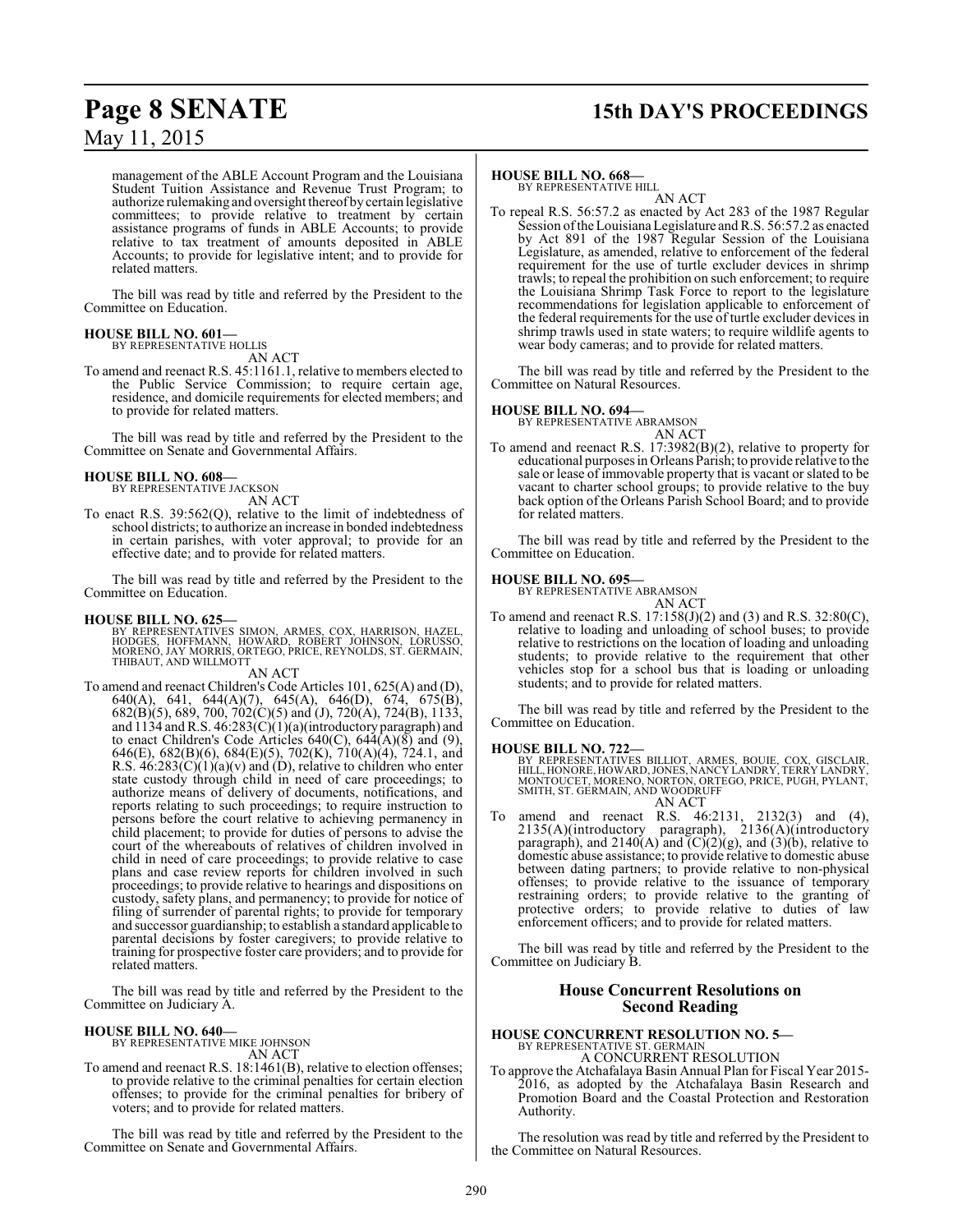management of the ABLE Account Program and the Louisiana Student Tuition Assistance and Revenue Trust Program; to authorize rulemaking and oversight thereof by certain legislative committees; to provide relative to treatment by certain assistance programs of funds in ABLE Accounts; to provide relative to tax treatment of amounts deposited in ABLE Accounts; to provide for legislative intent; and to provide for related matters.

The bill was read by title and referred by the President to the Committee on Education.

**HOUSE BILL NO. 601—**
BY REPRESENTATIVE HOLLIS
AN ACT

To amend and reenact R.S. 45:1161.1, relative to members elected to the Public Service Commission; to require certain age, residence, and domicile requirements for elected members; and to provide for related matters.

The bill was read by title and referred by the President to the Committee on Senate and Governmental Affairs.

**HOUSE BILL NO. 608—**
BY REPRESENTATIVE JACKSON
AN ACT

To enact R.S. 39:562(Q), relative to the limit of indebtedness of school districts; to authorize an increase in bonded indebtedness in certain parishes, with voter approval; to provide for an effective date; and to provide for related matters.

The bill was read by title and referred by the President to the Committee on Education.

**HOUSE BILL NO. 625—**
BY REPRESENTATIVES SIMON, ARMES, COX, HARRISON, HAZEL, HODGES, HOFFMANN, HOWARD, ROBERT JOHNSON, LORUSSO, MORENO, JAY MORRIS, ORTEGO, PRICE, REYNOLDS, ST. GERMAIN, THIBAUT, AND WILLMOTT
AN ACT

To amend and reenact Children's Code Articles 101, 625(A) and (D), 640(A), 641, 644(A)(7), 645(A), 646(D), 674, 675(B), 682(B)(5), 689, 700, 702(C)(5) and (J), 720(A), 724(B), 1133, and 1134 and R.S. 46:283(C)(1)(a)(introductory paragraph) and to enact Children's Code Articles 640(C), 644(A)(8) and (9), 646(E), 682(B)(6), 684(E)(5), 702(K), 710(A)(4), 724.1, and R.S. 46:283(C)(1)(a)(v) and (D), relative to children who enter state custody through child in need of care proceedings; to authorize means of delivery of documents, notifications, and reports relating to such proceedings; to require instruction to persons before the court relative to achieving permanency in child placement; to provide for duties of persons to advise the court of the whereabouts of relatives of children involved in child in need of care proceedings; to provide relative to case plans and case review reports for children involved in such proceedings; to provide relative to hearings and dispositions on custody, safety plans, and permanency; to provide for notice of filing of surrender of parental rights; to provide for temporary and successor guardianship; to establish a standard applicable to parental decisions by foster caregivers; to provide relative to training for prospective foster care providers; and to provide for related matters.

The bill was read by title and referred by the President to the Committee on Judiciary A.

**HOUSE BILL NO. 640—**
BY REPRESENTATIVE MIKE JOHNSON
AN ACT

To amend and reenact R.S. 18:1461(B), relative to election offenses; to provide relative to the criminal penalties for certain election offenses; to provide for the criminal penalties for bribery of voters; and to provide for related matters.

The bill was read by title and referred by the President to the Committee on Senate and Governmental Affairs.

**HOUSE BILL NO. 668—**
BY REPRESENTATIVE HILL
AN ACT

To repeal R.S. 56:57.2 as enacted by Act 283 of the 1987 Regular Session of the Louisiana Legislature and R.S. 56:57.2 as enacted by Act 891 of the 1987 Regular Session of the Louisiana Legislature, as amended, relative to enforcement of the federal requirement for the use of turtle excluder devices in shrimp trawls; to repeal the prohibition on such enforcement; to require the Louisiana Shrimp Task Force to report to the legislature recommendations for legislation applicable to enforcement of the federal requirements for the use of turtle excluder devices in shrimp trawls used in state waters; to require wildlife agents to wear body cameras; and to provide for related matters.

The bill was read by title and referred by the President to the Committee on Natural Resources.

**HOUSE BILL NO. 694—**
BY REPRESENTATIVE ABRAMSON
AN ACT

To amend and reenact R.S. 17:3982(B)(2), relative to property for educational purposes in Orleans Parish; to provide relative to the sale or lease of immovable property that is vacant or slated to be vacant to charter school groups; to provide relative to the buy back option of the Orleans Parish School Board; and to provide for related matters.

The bill was read by title and referred by the President to the Committee on Education.

**HOUSE BILL NO. 695—**
BY REPRESENTATIVE ABRAMSON
AN ACT

To amend and reenact R.S. 17:158(J)(2) and (3) and R.S. 32:80(C), relative to loading and unloading of school buses; to provide relative to restrictions on the location of loading and unloading students; to provide relative to the requirement that other vehicles stop for a school bus that is loading or unloading students; and to provide for related matters.

The bill was read by title and referred by the President to the Committee on Education.

**HOUSE BILL NO. 722—**
BY REPRESENTATIVES BILLIOT, ARMES, BOUIE, COX, GISCLAIR, HILL, HONORE, HOWARD, JONES, NANCY LANDRY, TERRY LANDRY, MONTOUCET, MORENO, NORTON, ORTEGO, PRICE, PUGH, PYLANT, SMITH, ST. GERMAIN, AND WOODRUFF
AN ACT

To amend and reenact R.S. 46:2131, 2132(3) and (4), 2135(A)(introductory paragraph), 2136(A)(introductory paragraph), and 2140(A) and (C)(2)(g), and (3)(b), relative to domestic abuse assistance; to provide relative to domestic abuse between dating partners; to provide relative to non-physical offenses; to provide relative to the issuance of temporary restraining orders; to provide relative to the granting of protective orders; to provide relative to duties of law enforcement officers; and to provide for related matters.

The bill was read by title and referred by the President to the Committee on Judiciary B.

## House Concurrent Resolutions on Second Reading

**HOUSE CONCURRENT RESOLUTION NO. 5—**
BY REPRESENTATIVE ST. GERMAIN
A CONCURRENT RESOLUTION

To approve the Atchafalaya Basin Annual Plan for Fiscal Year 2015-2016, as adopted by the Atchafalaya Basin Research and Promotion Board and the Coastal Protection and Restoration Authority.

The resolution was read by title and referred by the President to the Committee on Natural Resources.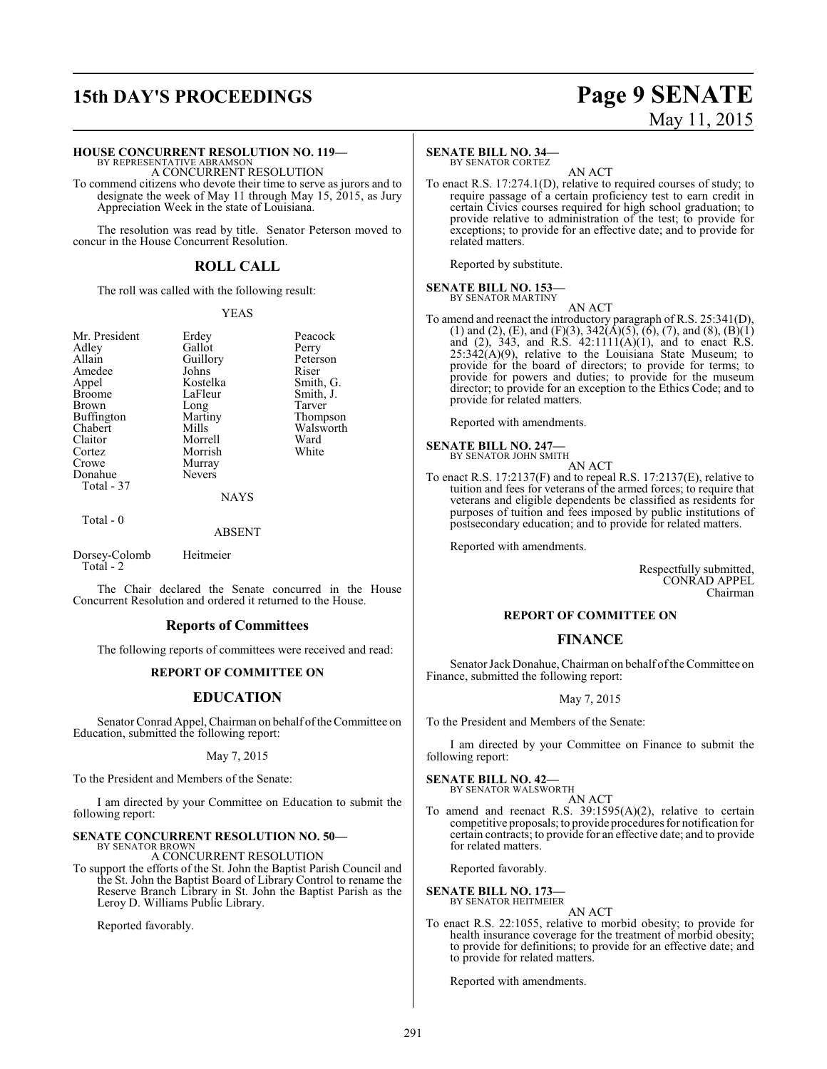**HOUSE CONCURRENT RESOLUTION NO. 119—**
BY REPRESENTATIVE ABRAMSON
A CONCURRENT RESOLUTION

To commend citizens who devote their time to serve as jurors and to designate the week of May 11 through May 15, 2015, as Jury Appreciation Week in the state of Louisiana.

The resolution was read by title. Senator Peterson moved to concur in the House Concurrent Resolution.

## ROLL CALL

The roll was called with the following result:

YEAS

| | | |
|---|---|---|
| Mr. President | Erdey | Peacock |
| Adley | Gallot | Perry |
| Allain | Guillory | Peterson |
| Amedee | Johns | Riser |
| Appel | Kostelka | Smith, G. |
| Broome | LaFleur | Smith, J. |
| Brown | Long | Tarver |
| Buffington | Martiny | Thompson |
| Chabert | Mills | Walsworth |
| Claitor | Morrell | Ward |
| Cortez | Morrish | White |
| Crowe | Murray | |
| Donahue | Nevers | |

Total - 37

NAYS

Total - 0

ABSENT

Dorsey-Colomb    Heitmeier
Total - 2

The Chair declared the Senate concurred in the House Concurrent Resolution and ordered it returned to the House.

## Reports of Committees

The following reports of committees were received and read:

### REPORT OF COMMITTEE ON

## EDUCATION

Senator Conrad Appel, Chairman on behalf of the Committee on Education, submitted the following report:

May 7, 2015

To the President and Members of the Senate:

I am directed by your Committee on Education to submit the following report:

**SENATE CONCURRENT RESOLUTION NO. 50—**
BY SENATOR BROWN
A CONCURRENT RESOLUTION

To support the efforts of the St. John the Baptist Parish Council and the St. John the Baptist Board of Library Control to rename the Reserve Branch Library in St. John the Baptist Parish as the Leroy D. Williams Public Library.

Reported favorably.

**SENATE BILL NO. 34—**
BY SENATOR CORTEZ
AN ACT

To enact R.S. 17:274.1(D), relative to required courses of study; to require passage of a certain proficiency test to earn credit in certain Civics courses required for high school graduation; to provide relative to administration of the test; to provide for exceptions; to provide for an effective date; and to provide for related matters.

Reported by substitute.

**SENATE BILL NO. 153—**
BY SENATOR MARTINY
AN ACT

To amend and reenact the introductory paragraph of R.S. 25:341(D), (1) and (2), (E), and (F)(3), 342(A)(5), (6), (7), and (8), (B)(1) and (2), 343, and R.S. 42:1111(A)(1), and to enact R.S. 25:342(A)(9), relative to the Louisiana State Museum; to provide for the board of directors; to provide for terms; to provide for powers and duties; to provide for the museum director; to provide for an exception to the Ethics Code; and to provide for related matters.

Reported with amendments.

**SENATE BILL NO. 247—**
BY SENATOR JOHN SMITH
AN ACT

To enact R.S. 17:2137(F) and to repeal R.S. 17:2137(E), relative to tuition and fees for veterans of the armed forces; to require that veterans and eligible dependents be classified as residents for purposes of tuition and fees imposed by public institutions of postsecondary education; and to provide for related matters.

Reported with amendments.

Respectfully submitted,
CONRAD APPEL
Chairman

### REPORT OF COMMITTEE ON

## FINANCE

Senator Jack Donahue, Chairman on behalf of the Committee on Finance, submitted the following report:

May 7, 2015

To the President and Members of the Senate:

I am directed by your Committee on Finance to submit the following report:

**SENATE BILL NO. 42—**
BY SENATOR WALSWORTH
AN ACT

To amend and reenact R.S. 39:1595(A)(2), relative to certain competitive proposals; to provide procedures for notification for certain contracts; to provide for an effective date; and to provide for related matters.

Reported favorably.

**SENATE BILL NO. 173—**
BY SENATOR HEITMEIER
AN ACT

To enact R.S. 22:1055, relative to morbid obesity; to provide for health insurance coverage for the treatment of morbid obesity; to provide for definitions; to provide for an effective date; and to provide for related matters.

Reported with amendments.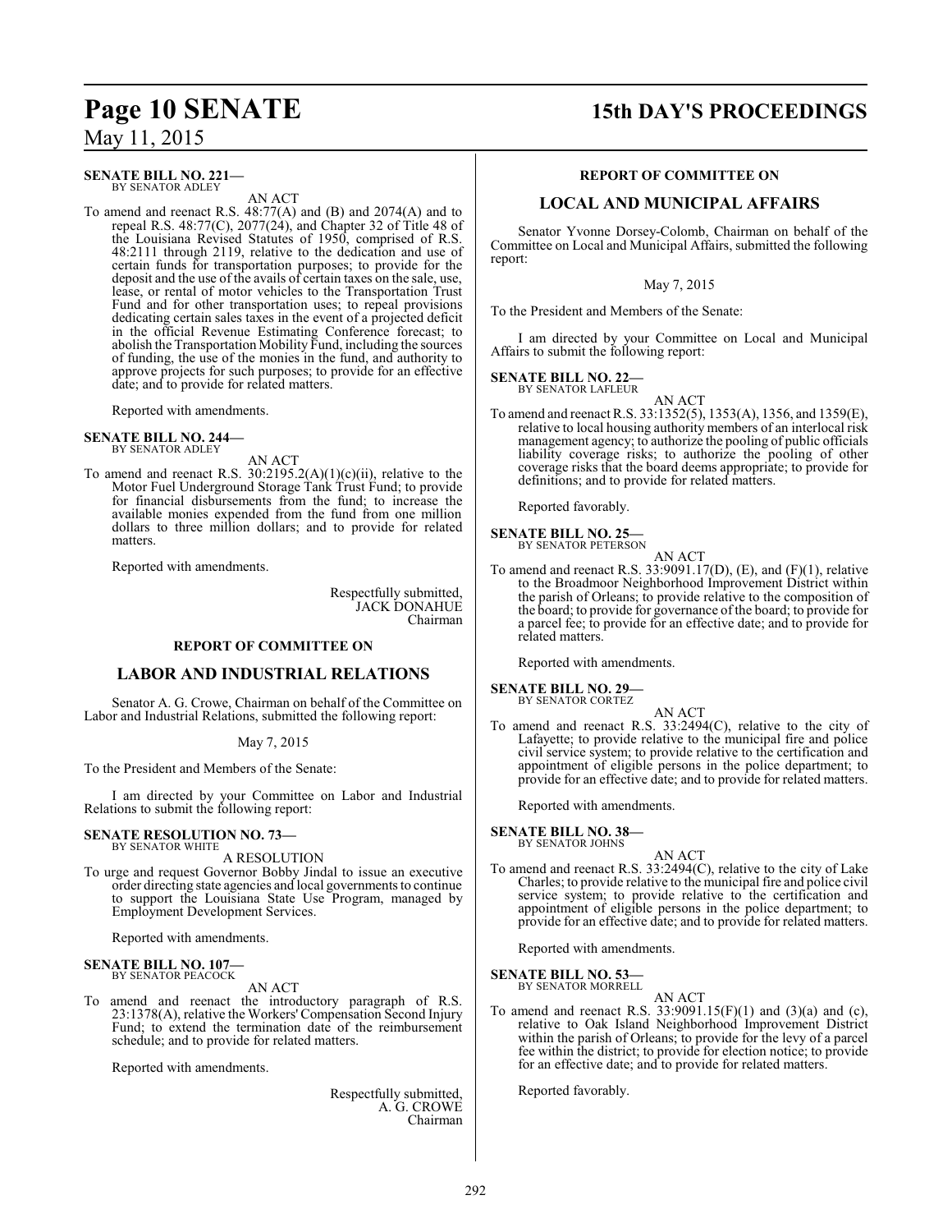**SENATE BILL NO. 221—**
BY SENATOR ADLEY

AN ACT

To amend and reenact R.S. 48:77(A) and (B) and 2074(A) and to repeal R.S. 48:77(C), 2077(24), and Chapter 32 of Title 48 of the Louisiana Revised Statutes of 1950, comprised of R.S. 48:2111 through 2119, relative to the dedication and use of certain funds for transportation purposes; to provide for the deposit and the use of the avails of certain taxes on the sale, use, lease, or rental of motor vehicles to the Transportation Trust Fund and for other transportation uses; to repeal provisions dedicating certain sales taxes in the event of a projected deficit in the official Revenue Estimating Conference forecast; to abolish the Transportation Mobility Fund, including the sources of funding, the use of the monies in the fund, and authority to approve projects for such purposes; to provide for an effective date; and to provide for related matters.

Reported with amendments.

**SENATE BILL NO. 244—**
BY SENATOR ADLEY

AN ACT

To amend and reenact R.S. 30:2195.2(A)(1)(c)(ii), relative to the Motor Fuel Underground Storage Tank Trust Fund; to provide for financial disbursements from the fund; to increase the available monies expended from the fund from one million dollars to three million dollars; and to provide for related matters.

Reported with amendments.

Respectfully submitted,
JACK DONAHUE
Chairman

**REPORT OF COMMITTEE ON**

## LABOR AND INDUSTRIAL RELATIONS

Senator A. G. Crowe, Chairman on behalf of the Committee on Labor and Industrial Relations, submitted the following report:

May 7, 2015

To the President and Members of the Senate:

I am directed by your Committee on Labor and Industrial Relations to submit the following report:

**SENATE RESOLUTION NO. 73—**
BY SENATOR WHITE

A RESOLUTION

To urge and request Governor Bobby Jindal to issue an executive order directing state agencies and local governments to continue to support the Louisiana State Use Program, managed by Employment Development Services.

Reported with amendments.

**SENATE BILL NO. 107—**
BY SENATOR PEACOCK

AN ACT

To amend and reenact the introductory paragraph of R.S. 23:1378(A), relative the Workers' Compensation Second Injury Fund; to extend the termination date of the reimbursement schedule; and to provide for related matters.

Reported with amendments.

Respectfully submitted,
A. G. CROWE
Chairman

**REPORT OF COMMITTEE ON**

## LOCAL AND MUNICIPAL AFFAIRS

Senator Yvonne Dorsey-Colomb, Chairman on behalf of the Committee on Local and Municipal Affairs, submitted the following report:

May 7, 2015

To the President and Members of the Senate:

I am directed by your Committee on Local and Municipal Affairs to submit the following report:

**SENATE BILL NO. 22—**
BY SENATOR LAFLEUR

AN ACT

To amend and reenact R.S. 33:1352(5), 1353(A), 1356, and 1359(E), relative to local housing authority members of an interlocal risk management agency; to authorize the pooling of public officials liability coverage risks; to authorize the pooling of other coverage risks that the board deems appropriate; to provide for definitions; and to provide for related matters.

Reported favorably.

**SENATE BILL NO. 25—**
BY SENATOR PETERSON

AN ACT

To amend and reenact R.S. 33:9091.17(D), (E), and (F)(1), relative to the Broadmoor Neighborhood Improvement District within the parish of Orleans; to provide relative to the composition of the board; to provide for governance of the board; to provide for a parcel fee; to provide for an effective date; and to provide for related matters.

Reported with amendments.

**SENATE BILL NO. 29—**
BY SENATOR CORTEZ

AN ACT

To amend and reenact R.S. 33:2494(C), relative to the city of Lafayette; to provide relative to the municipal fire and police civil service system; to provide relative to the certification and appointment of eligible persons in the police department; to provide for an effective date; and to provide for related matters.

Reported with amendments.

**SENATE BILL NO. 38—**
BY SENATOR JOHNS

AN ACT

To amend and reenact R.S. 33:2494(C), relative to the city of Lake Charles; to provide relative to the municipal fire and police civil service system; to provide relative to the certification and appointment of eligible persons in the police department; to provide for an effective date; and to provide for related matters.

Reported with amendments.

**SENATE BILL NO. 53—**
BY SENATOR MORRELL

AN ACT

To amend and reenact R.S. 33:9091.15(F)(1) and (3)(a) and (c), relative to Oak Island Neighborhood Improvement District within the parish of Orleans; to provide for the levy of a parcel fee within the district; to provide for election notice; to provide for an effective date; and to provide for related matters.

Reported favorably.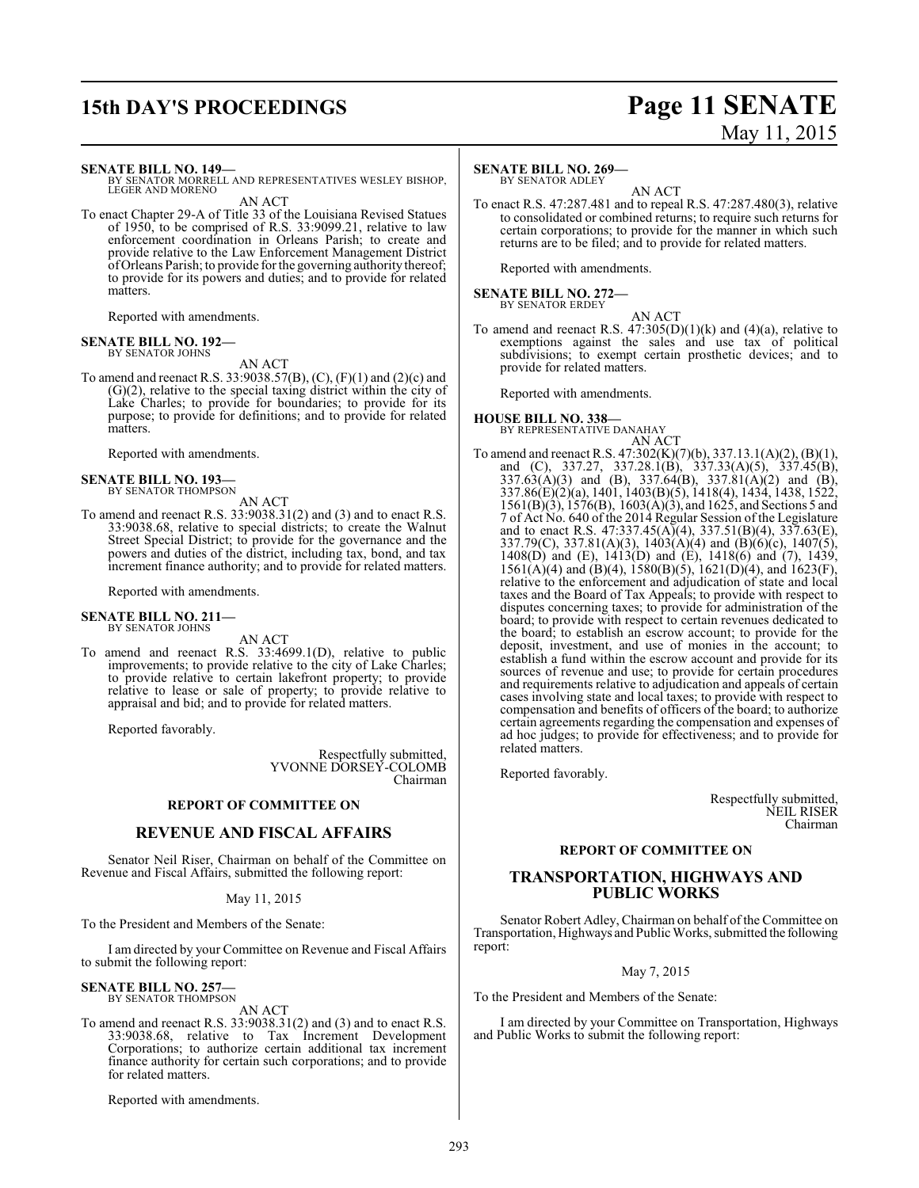**SENATE BILL NO. 149—**
BY SENATOR MORRELL AND REPRESENTATIVES WESLEY BISHOP, LEGER AND MORENO

AN ACT

To enact Chapter 29-A of Title 33 of the Louisiana Revised Statues of 1950, to be comprised of R.S. 33:9099.21, relative to law enforcement coordination in Orleans Parish; to create and provide relative to the Law Enforcement Management District of Orleans Parish; to provide for the governing authority thereof; to provide for its powers and duties; and to provide for related matters.

Reported with amendments.

**SENATE BILL NO. 192—**
BY SENATOR JOHNS

AN ACT

To amend and reenact R.S. 33:9038.57(B), (C), (F)(1) and (2)(c) and (G)(2), relative to the special taxing district within the city of Lake Charles; to provide for boundaries; to provide for its purpose; to provide for definitions; and to provide for related matters.

Reported with amendments.

**SENATE BILL NO. 193—**
BY SENATOR THOMPSON

AN ACT

To amend and reenact R.S. 33:9038.31(2) and (3) and to enact R.S. 33:9038.68, relative to special districts; to create the Walnut Street Special District; to provide for the governance and the powers and duties of the district, including tax, bond, and tax increment finance authority; and to provide for related matters.

Reported with amendments.

**SENATE BILL NO. 211—**
BY SENATOR JOHNS

AN ACT

To amend and reenact R.S. 33:4699.1(D), relative to public improvements; to provide relative to the city of Lake Charles; to provide relative to certain lakefront property; to provide relative to lease or sale of property; to provide relative to appraisal and bid; and to provide for related matters.

Reported favorably.

Respectfully submitted,
YVONNE DORSEY-COLOMB
Chairman

**REPORT OF COMMITTEE ON**

## REVENUE AND FISCAL AFFAIRS

Senator Neil Riser, Chairman on behalf of the Committee on Revenue and Fiscal Affairs, submitted the following report:

May 11, 2015

To the President and Members of the Senate:

I am directed by your Committee on Revenue and Fiscal Affairs to submit the following report:

**SENATE BILL NO. 257—**
BY SENATOR THOMPSON

AN ACT

To amend and reenact R.S. 33:9038.31(2) and (3) and to enact R.S. 33:9038.68, relative to Tax Increment Development Corporations; to authorize certain additional tax increment finance authority for certain such corporations; and to provide for related matters.

Reported with amendments.

**SENATE BILL NO. 269—**
BY SENATOR ADLEY

AN ACT

To enact R.S. 47:287.481 and to repeal R.S. 47:287.480(3), relative to consolidated or combined returns; to require such returns for certain corporations; to provide for the manner in which such returns are to be filed; and to provide for related matters.

Reported with amendments.

**SENATE BILL NO. 272—**
BY SENATOR ERDEY

AN ACT

To amend and reenact R.S. 47:305(D)(1)(k) and (4)(a), relative to exemptions against the sales and use tax of political subdivisions; to exempt certain prosthetic devices; and to provide for related matters.

Reported with amendments.

**HOUSE BILL NO. 338—**
BY REPRESENTATIVE DANAHAY

AN ACT

To amend and reenact R.S. 47:302(K)(7)(b), 337.13.1(A)(2), (B)(1), and (C), 337.27, 337.28.1(B), 337.33(A)(5), 337.45(B), 337.63(A)(3) and (B), 337.64(B), 337.81(A)(2) and (B), 337.86(E)(2)(a), 1401, 1403(B)(5), 1418(4), 1434, 1438, 1522, 1561(B)(3), 1576(B), 1603(A)(3), and 1625, and Sections 5 and 7 of Act No. 640 of the 2014 Regular Session of the Legislature and to enact R.S. 47:337.45(A)(4), 337.51(B)(4), 337.63(E), 337.79(C), 337.81(A)(3), 1403(A)(4) and (B)(6)(c), 1407(5), 1408(D) and (E), 1413(D) and (E), 1418(6) and (7), 1439, 1561(A)(4) and (B)(4), 1580(B)(5), 1621(D)(4), and 1623(F), relative to the enforcement and adjudication of state and local taxes and the Board of Tax Appeals; to provide with respect to disputes concerning taxes; to provide for administration of the board; to provide with respect to certain revenues dedicated to the board; to establish an escrow account; to provide for the deposit, investment, and use of monies in the account; to establish a fund within the escrow account and provide for its sources of revenue and use; to provide for certain procedures and requirements relative to adjudication and appeals of certain cases involving state and local taxes; to provide with respect to compensation and benefits of officers of the board; to authorize certain agreements regarding the compensation and expenses of ad hoc judges; to provide for effectiveness; and to provide for related matters.

Reported favorably.

Respectfully submitted,
NEIL RISER
Chairman

**REPORT OF COMMITTEE ON**

## TRANSPORTATION, HIGHWAYS AND PUBLIC WORKS

Senator Robert Adley, Chairman on behalf of the Committee on Transportation, Highways and Public Works, submitted the following report:

May 7, 2015

To the President and Members of the Senate:

I am directed by your Committee on Transportation, Highways and Public Works to submit the following report: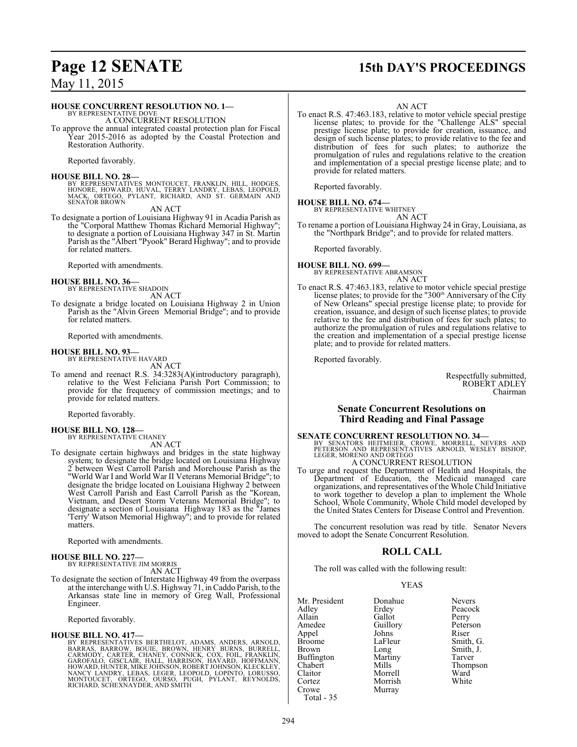**HOUSE CONCURRENT RESOLUTION NO. 1—**
BY REPRESENTATIVE DOVE
A CONCURRENT RESOLUTION

To approve the annual integrated coastal protection plan for Fiscal Year 2015-2016 as adopted by the Coastal Protection and Restoration Authority.

Reported favorably.

**HOUSE BILL NO. 28—**
BY REPRESENTATIVES MONTOUCET, FRANKLIN, HILL, HODGES, HONORE, HOWARD, HUVAL, TERRY LANDRY, LEBAS, LEOPOLD, MACK, ORTEGO, PYLANT, RICHARD, AND ST. GERMAIN AND SENATOR BROWN
AN ACT

To designate a portion of Louisiana Highway 91 in Acadia Parish as the "Corporal Matthew Thomas Richard Memorial Highway"; to designate a portion of Louisiana Highway 347 in St. Martin Parish as the "Albert "Pyook" Berard Highway"; and to provide for related matters.

Reported with amendments.

**HOUSE BILL NO. 36—**
BY REPRESENTATIVE SHADOIN
AN ACT

To designate a bridge located on Louisiana Highway 2 in Union Parish as the "Alvin Green Memorial Bridge"; and to provide for related matters.

Reported with amendments.

**HOUSE BILL NO. 93—**
BY REPRESENTATIVE HAVARD
AN ACT

To amend and reenact R.S. 34:3283(A)(introductory paragraph), relative to the West Feliciana Parish Port Commission; to provide for the frequency of commission meetings; and to provide for related matters.

Reported favorably.

**HOUSE BILL NO. 128—**
BY REPRESENTATIVE CHANEY
AN ACT

To designate certain highways and bridges in the state highway system; to designate the bridge located on Louisiana Highway 2 between West Carroll Parish and Morehouse Parish as the "World War I and World War II Veterans Memorial Bridge"; to designate the bridge located on Louisiana Highway 2 between West Carroll Parish and East Carroll Parish as the "Korean, Vietnam, and Desert Storm Veterans Memorial Bridge"; to designate a section of Louisiana Highway 183 as the "James 'Terry' Watson Memorial Highway"; and to provide for related matters.

Reported with amendments.

**HOUSE BILL NO. 227—**
BY REPRESENTATIVE JIM MORRIS
AN ACT

To designate the section of Interstate Highway 49 from the overpass at the interchange with U.S. Highway 71, in Caddo Parish, to the Arkansas state line in memory of Greg Wall, Professional Engineer.

Reported favorably.

**HOUSE BILL NO. 417—**
BY REPRESENTATIVES BERTHELOT, ADAMS, ANDERS, ARNOLD, BARRAS, BARROW, BOUIE, BROWN, HENRY BURNS, BURRELL, CARMODY, CARTER, CHANEY, CONNICK, COX, FOIL, FRANKLIN, GAROFALO, GISCLAIR, HALL, HARRISON, HAVARD, HOFFMANN, HOWARD, HUNTER, MIKE JOHNSON, ROBERT JOHNSON, KLECKLEY, NANCY LANDRY, LEBAS, LEGER, LEOPOLD, LOPINTO, LORUSSO, MONTOUCET, ORTEGO, OURSO, PUGH, PYLANT, REYNOLDS, RICHARD, SCHEXNAYDER, AND SMITH
AN ACT

To enact R.S. 47:463.183, relative to motor vehicle special prestige license plates; to provide for the "Challenge ALS" special prestige license plate; to provide for creation, issuance, and design of such license plates; to provide relative to the fee and distribution of fees for such plates; to authorize the promulgation of rules and regulations relative to the creation and implementation of a special prestige license plate; and to provide for related matters.

Reported favorably.

**HOUSE BILL NO. 674—**
BY REPRESENTATIVE WHITNEY
AN ACT

To rename a portion of Louisiana Highway 24 in Gray, Louisiana, as the "Northpark Bridge"; and to provide for related matters.

Reported favorably.

**HOUSE BILL NO. 699—**
BY REPRESENTATIVE ABRAMSON
AN ACT

To enact R.S. 47:463.183, relative to motor vehicle special prestige license plates; to provide for the "300th Anniversary of the City of New Orleans" special prestige license plate; to provide for creation, issuance, and design of such license plates; to provide relative to the fee and distribution of fees for such plates; to authorize the promulgation of rules and regulations relative to the creation and implementation of a special prestige license plate; and to provide for related matters.

Reported favorably.

Respectfully submitted,
ROBERT ADLEY
Chairman

## Senate Concurrent Resolutions on Third Reading and Final Passage

**SENATE CONCURRENT RESOLUTION NO. 34—**
BY SENATORS HEITMEIER, CROWE, MORRELL, NEVERS AND PETERSON AND REPRESENTATIVES ARNOLD, WESLEY BISHOP, LEGER, MORENO AND ORTEGO
A CONCURRENT RESOLUTION

To urge and request the Department of Health and Hospitals, the Department of Education, the Medicaid managed care organizations, and representatives of the Whole Child Initiative to work together to develop a plan to implement the Whole School, Whole Community, Whole Child model developed by the United States Centers for Disease Control and Prevention.

The concurrent resolution was read by title. Senator Nevers moved to adopt the Senate Concurrent Resolution.

## ROLL CALL

The roll was called with the following result:

YEAS

| | | |
|---|---|---|
| Mr. President | Donahue | Nevers |
| Adley | Erdey | Peacock |
| Allain | Gallot | Perry |
| Amedee | Guillory | Peterson |
| Appel | Johns | Riser |
| Broome | LaFleur | Smith, G. |
| Brown | Long | Smith, J. |
| Buffington | Martiny | Tarver |
| Chabert | Mills | Thompson |
| Claitor | Morrell | Ward |
| Cortez | Morrish | White |
| Crowe | Murray | |

Total - 35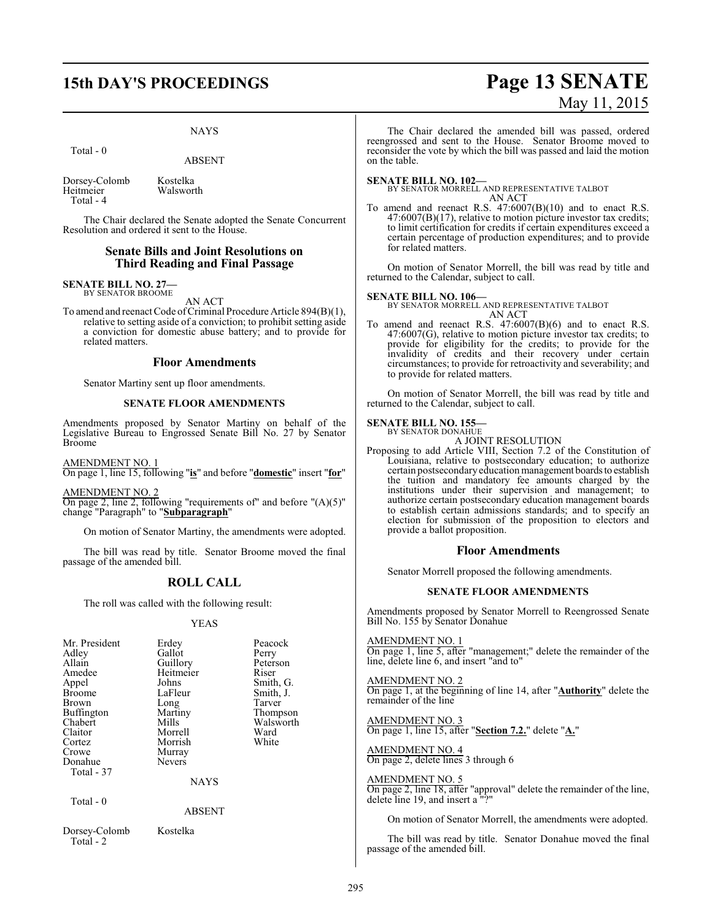NAYS

Total - 0

ABSENT

| | |
|---|---|
| Dorsey-Colomb | Kostelka |
| Heitmeier | Walsworth |
| Total - 4 | |

The Chair declared the Senate adopted the Senate Concurrent Resolution and ordered it sent to the House.

## Senate Bills and Joint Resolutions on Third Reading and Final Passage

**SENATE BILL NO. 27—**
BY SENATOR BROOME

AN ACT

To amend and reenact Code of Criminal Procedure Article 894(B)(1), relative to setting aside of a conviction; to prohibit setting aside a conviction for domestic abuse battery; and to provide for related matters.

### Floor Amendments

Senator Martiny sent up floor amendments.

#### SENATE FLOOR AMENDMENTS

Amendments proposed by Senator Martiny on behalf of the Legislative Bureau to Engrossed Senate Bill No. 27 by Senator Broome

AMENDMENT NO. 1
On page 1, line 15, following "**is**" and before "**domestic**" insert "**for**"

AMENDMENT NO. 2
On page 2, line 2, following "requirements of" and before "(A)(5)" change "Paragraph" to "**Subparagraph**"

On motion of Senator Martiny, the amendments were adopted.

The bill was read by title. Senator Broome moved the final passage of the amended bill.

## ROLL CALL

The roll was called with the following result:

YEAS

| | | |
|---|---|---|
| Mr. President | Erdey | Peacock |
| Adley | Gallot | Perry |
| Allain | Guillory | Peterson |
| Amedee | Heitmeier | Riser |
| Appel | Johns | Smith, G. |
| Broome | LaFleur | Smith, J. |
| Brown | Long | Tarver |
| Buffington | Martiny | Thompson |
| Chabert | Mills | Walsworth |
| Claitor | Morrell | Ward |
| Cortez | Morrish | White |
| Crowe | Murray | |
| Donahue | Nevers | |
| Total - 37 | | |

NAYS

Total - 0

ABSENT

| | |
|---|---|
| Dorsey-Colomb | Kostelka |
| Total - 2 | |

The Chair declared the amended bill was passed, ordered reengrossed and sent to the House. Senator Broome moved to reconsider the vote by which the bill was passed and laid the motion on the table.

**SENATE BILL NO. 102—**
BY SENATOR MORRELL AND REPRESENTATIVE TALBOT

AN ACT

To amend and reenact R.S. 47:6007(B)(10) and to enact R.S. 47:6007(B)(17), relative to motion picture investor tax credits; to limit certification for credits if certain expenditures exceed a certain percentage of production expenditures; and to provide for related matters.

On motion of Senator Morrell, the bill was read by title and returned to the Calendar, subject to call.

**SENATE BILL NO. 106—**
BY SENATOR MORRELL AND REPRESENTATIVE TALBOT

AN ACT

To amend and reenact R.S. 47:6007(B)(6) and to enact R.S. 47:6007(G), relative to motion picture investor tax credits; to provide for eligibility for the credits; to provide for the invalidity of credits and their recovery under certain circumstances; to provide for retroactivity and severability; and to provide for related matters.

On motion of Senator Morrell, the bill was read by title and returned to the Calendar, subject to call.

**SENATE BILL NO. 155—**
BY SENATOR DONAHUE

A JOINT RESOLUTION

Proposing to add Article VIII, Section 7.2 of the Constitution of Louisiana, relative to postsecondary education; to authorize certain postsecondary education management boards to establish the tuition and mandatory fee amounts charged by the institutions under their supervision and management; to authorize certain postsecondary education management boards to establish certain admissions standards; and to specify an election for submission of the proposition to electors and provide a ballot proposition.

### Floor Amendments

Senator Morrell proposed the following amendments.

#### SENATE FLOOR AMENDMENTS

Amendments proposed by Senator Morrell to Reengrossed Senate Bill No. 155 by Senator Donahue

AMENDMENT NO. 1
On page 1, line 5, after "management;" delete the remainder of the line, delete line 6, and insert "and to"

AMENDMENT NO. 2
On page 1, at the beginning of line 14, after "**Authority**" delete the remainder of the line

AMENDMENT NO. 3
On page 1, line 15, after "**Section 7.2.**" delete "**A.**"

AMENDMENT NO. 4
On page 2, delete lines 3 through 6

AMENDMENT NO. 5
On page 2, line 18, after "approval" delete the remainder of the line, delete line 19, and insert a "?"

On motion of Senator Morrell, the amendments were adopted.

The bill was read by title. Senator Donahue moved the final passage of the amended bill.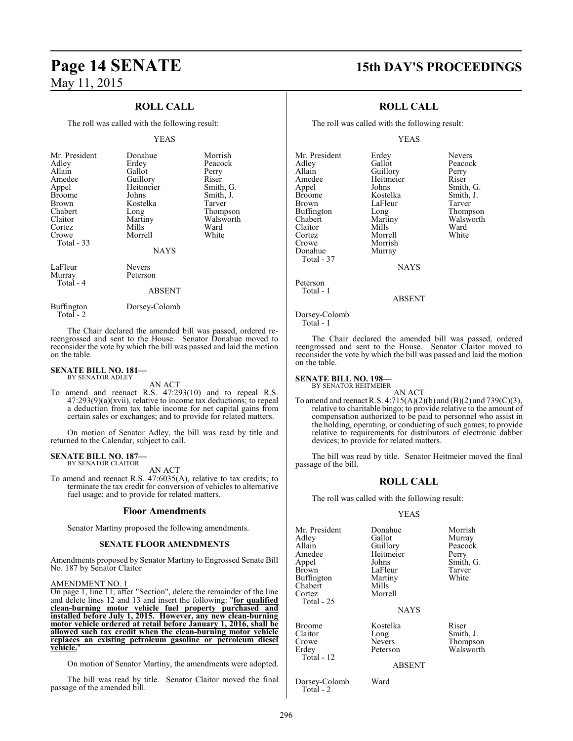## ROLL CALL

The roll was called with the following result:

YEAS

| | | |
|---|---|---|
| Mr. President | Donahue | Morrish |
| Adley | Erdey | Peacock |
| Allain | Gallot | Perry |
| Amedee | Guillory | Riser |
| Appel | Heitmeier | Smith, G. |
| Broome | Johns | Smith, J. |
| Brown | Kostelka | Tarver |
| Chabert | Long | Thompson |
| Claitor | Martiny | Walsworth |
| Cortez | Mills | Ward |
| Crowe | Morrell | White |
| Total - 33 | | |

NAYS

| | |
|---|---|
| LaFleur | Nevers |
| Murray | Peterson |
| Total - 4 | |

ABSENT

| | |
|---|---|
| Buffington | Dorsey-Colomb |
| Total - 2 | |

The Chair declared the amended bill was passed, ordered re-reengrossed and sent to the House. Senator Donahue moved to reconsider the vote by which the bill was passed and laid the motion on the table.

**SENATE BILL NO. 181—**
BY SENATOR ADLEY

AN ACT

To amend and reenact R.S. 47:293(10) and to repeal R.S. 47:293(9)(a)(xvii), relative to income tax deductions; to repeal a deduction from tax table income for net capital gains from certain sales or exchanges; and to provide for related matters.

On motion of Senator Adley, the bill was read by title and returned to the Calendar, subject to call.

**SENATE BILL NO. 187—**
BY SENATOR CLAITOR

AN ACT

To amend and reenact R.S. 47:6035(A), relative to tax credits; to terminate the tax credit for conversion of vehicles to alternative fuel usage; and to provide for related matters.

### Floor Amendments

Senator Martiny proposed the following amendments.

#### SENATE FLOOR AMENDMENTS

Amendments proposed by Senator Martiny to Engrossed Senate Bill No. 187 by Senator Claitor

AMENDMENT NO. 1

On page 1, line 11, after "Section", delete the remainder of the line and delete lines 12 and 13 and insert the following: "**for qualified clean-burning motor vehicle fuel property purchased and installed before July 1, 2015. However, any new clean-burning motor vehicle ordered at retail before January 1, 2016, shall be allowed such tax credit when the clean-burning motor vehicle replaces an existing petroleum gasoline or petroleum diesel vehicle.**"

On motion of Senator Martiny, the amendments were adopted.

The bill was read by title. Senator Claitor moved the final passage of the amended bill.

## ROLL CALL

The roll was called with the following result:

YEAS

| | | |
|---|---|---|
| Mr. President | Erdey | Nevers |
| Adley | Gallot | Peacock |
| Allain | Guillory | Perry |
| Amedee | Heitmeier | Riser |
| Appel | Johns | Smith, G. |
| Broome | Kostelka | Smith, J. |
| Brown | LaFleur | Tarver |
| Buffington | Long | Thompson |
| Chabert | Martiny | Walsworth |
| Claitor | Mills | Ward |
| Cortez | Morrell | White |
| Crowe | Morrish | |
| Donahue | Murray | |
| Total - 37 | | |

NAYS

Peterson
Total - 1

ABSENT

Dorsey-Colomb
Total - 1

The Chair declared the amended bill was passed, ordered reengrossed and sent to the House. Senator Claitor moved to reconsider the vote by which the bill was passed and laid the motion on the table.

**SENATE BILL NO. 198—**
BY SENATOR HEITMEIER

AN ACT

To amend and reenact R.S. 4:715(A)(2)(b) and (B)(2) and 739(C)(3), relative to charitable bingo; to provide relative to the amount of compensation authorized to be paid to personnel who assist in the holding, operating, or conducting of such games; to provide relative to requirements for distributors of electronic dabber devices; to provide for related matters.

The bill was read by title. Senator Heitmeier moved the final passage of the bill.

## ROLL CALL

The roll was called with the following result:

YEAS

| | | |
|---|---|---|
| Mr. President | Donahue | Morrish |
| Adley | Gallot | Murray |
| Allain | Guillory | Peacock |
| Amedee | Heitmeier | Perry |
| Appel | Johns | Smith, G. |
| Brown | LaFleur | Tarver |
| Buffington | Martiny | White |
| Chabert | Mills | |
| Cortez | Morrell | |
| Total - 25 | | |

NAYS

| | | |
|---|---|---|
| Broome | Kostelka | Riser |
| Claitor | Long | Smith, J. |
| Crowe | Nevers | Thompson |
| Erdey | Peterson | Walsworth |
| Total - 12 | | |

ABSENT

| | |
|---|---|
| Dorsey-Colomb | Ward |
| Total - 2 | |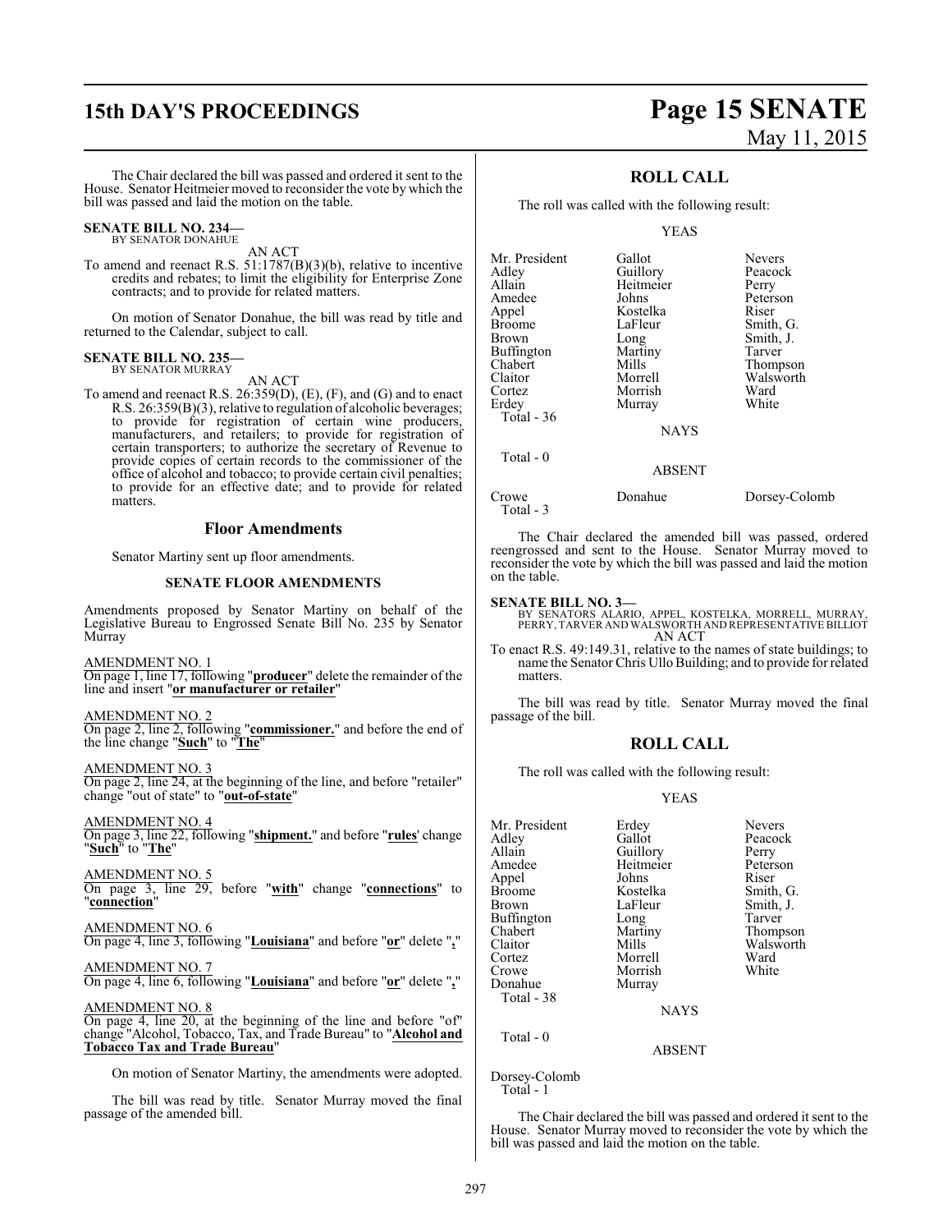The Chair declared the bill was passed and ordered it sent to the House. Senator Heitmeier moved to reconsider the vote by which the bill was passed and laid the motion on the table.

**SENATE BILL NO. 234—**
BY SENATOR DONAHUE

AN ACT

To amend and reenact R.S. 51:1787(B)(3)(b), relative to incentive credits and rebates; to limit the eligibility for Enterprise Zone contracts; and to provide for related matters.

On motion of Senator Donahue, the bill was read by title and returned to the Calendar, subject to call.

**SENATE BILL NO. 235—**
BY SENATOR MURRAY

AN ACT

To amend and reenact R.S. 26:359(D), (E), (F), and (G) and to enact R.S. 26:359(B)(3), relative to regulation of alcoholic beverages; to provide for registration of certain wine producers, manufacturers, and retailers; to provide for registration of certain transporters; to authorize the secretary of Revenue to provide copies of certain records to the commissioner of the office of alcohol and tobacco; to provide certain civil penalties; to provide for an effective date; and to provide for related matters.

## Floor Amendments

Senator Martiny sent up floor amendments.

### SENATE FLOOR AMENDMENTS

Amendments proposed by Senator Martiny on behalf of the Legislative Bureau to Engrossed Senate Bill No. 235 by Senator Murray

AMENDMENT NO. 1
On page 1, line 17, following "**producer**" delete the remainder of the line and insert "**or manufacturer or retailer**"

AMENDMENT NO. 2
On page 2, line 2, following "**commissioner.**" and before the end of the line change "**Such**" to "**The**"

AMENDMENT NO. 3
On page 2, line 24, at the beginning of the line, and before "retailer" change "out of state" to "**out-of-state**"

AMENDMENT NO. 4
On page 3, line 22, following "**shipment.**" and before "**rules**' change "**Such**" to "**The**"

AMENDMENT NO. 5
On page 3, line 29, before "**with**" change "**connections**" to "**connection**"

AMENDMENT NO. 6
On page 4, line 3, following "**Louisiana**" and before "**or**" delete "**,**"

AMENDMENT NO. 7
On page 4, line 6, following "**Louisiana**" and before "**or**" delete "**,**"

AMENDMENT NO. 8
On page 4, line 20, at the beginning of the line and before "of" change "Alcohol, Tobacco, Tax, and Trade Bureau" to "**Alcohol and Tobacco Tax and Trade Bureau**"

On motion of Senator Martiny, the amendments were adopted.

The bill was read by title. Senator Murray moved the final passage of the amended bill.

## ROLL CALL

The roll was called with the following result:

YEAS

| | | |
|---|---|---|
| Mr. President | Gallot | Nevers |
| Adley | Guillory | Peacock |
| Allain | Heitmeier | Perry |
| Amedee | Johns | Peterson |
| Appel | Kostelka | Riser |
| Broome | LaFleur | Smith, G. |
| Brown | Long | Smith, J. |
| Buffington | Martiny | Tarver |
| Chabert | Mills | Thompson |
| Claitor | Morrell | Walsworth |
| Cortez | Morrish | Ward |
| Erdey | Murray | White |

Total - 36

NAYS

Total - 0

ABSENT

| | | |
|---|---|---|
| Crowe | Donahue | Dorsey-Colomb |

Total - 3

The Chair declared the amended bill was passed, ordered reengrossed and sent to the House. Senator Murray moved to reconsider the vote by which the bill was passed and laid the motion on the table.

**SENATE BILL NO. 3—**
BY SENATORS ALARIO, APPEL, KOSTELKA, MORRELL, MURRAY, PERRY, TARVER AND WALSWORTH AND REPRESENTATIVE BILLIOT

AN ACT

To enact R.S. 49:149.31, relative to the names of state buildings; to name the Senator Chris Ullo Building; and to provide for related matters.

The bill was read by title. Senator Murray moved the final passage of the bill.

## ROLL CALL

The roll was called with the following result:

YEAS

| | | |
|---|---|---|
| Mr. President | Erdey | Nevers |
| Adley | Gallot | Peacock |
| Allain | Guillory | Perry |
| Amedee | Heitmeier | Peterson |
| Appel | Johns | Riser |
| Broome | Kostelka | Smith, G. |
| Brown | LaFleur | Smith, J. |
| Buffington | Long | Tarver |
| Chabert | Martiny | Thompson |
| Claitor | Mills | Walsworth |
| Cortez | Morrell | Ward |
| Crowe | Morrish | White |
| Donahue | Murray | |

Total - 38

NAYS

Total - 0

ABSENT

Dorsey-Colomb

Total - 1

The Chair declared the bill was passed and ordered it sent to the House. Senator Murray moved to reconsider the vote by which the bill was passed and laid the motion on the table.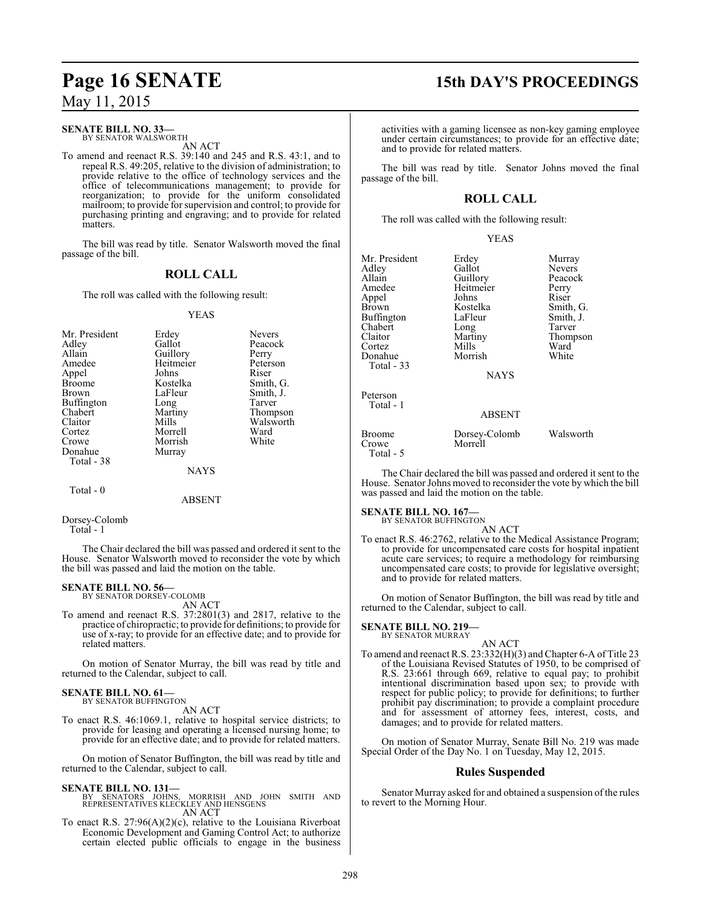**SENATE BILL NO. 33—**
BY SENATOR WALSWORTH

AN ACT

To amend and reenact R.S. 39:140 and 245 and R.S. 43:1, and to repeal R.S. 49:205, relative to the division of administration; to provide relative to the office of technology services and the office of telecommunications management; to provide for reorganization; to provide for the uniform consolidated mailroom; to provide for supervision and control; to provide for purchasing printing and engraving; and to provide for related matters.

The bill was read by title. Senator Walsworth moved the final passage of the bill.

## ROLL CALL

The roll was called with the following result:

YEAS

| | | |
|---|---|---|
| Mr. President | Erdey | Nevers |
| Adley | Gallot | Peacock |
| Allain | Guillory | Perry |
| Amedee | Heitmeier | Peterson |
| Appel | Johns | Riser |
| Broome | Kostelka | Smith, G. |
| Brown | LaFleur | Smith, J. |
| Buffington | Long | Tarver |
| Chabert | Martiny | Thompson |
| Claitor | Mills | Walsworth |
| Cortez | Morrell | Ward |
| Crowe | Morrish | White |
| Donahue | Murray | |

Total - 38

NAYS

Total - 0

ABSENT

Dorsey-Colomb
Total - 1

The Chair declared the bill was passed and ordered it sent to the House. Senator Walsworth moved to reconsider the vote by which the bill was passed and laid the motion on the table.

**SENATE BILL NO. 56—**
BY SENATOR DORSEY-COLOMB

AN ACT

To amend and reenact R.S. 37:2801(3) and 2817, relative to the practice of chiropractic; to provide for definitions; to provide for use of x-ray; to provide for an effective date; and to provide for related matters.

On motion of Senator Murray, the bill was read by title and returned to the Calendar, subject to call.

**SENATE BILL NO. 61—**
BY SENATOR BUFFINGTON

AN ACT

To enact R.S. 46:1069.1, relative to hospital service districts; to provide for leasing and operating a licensed nursing home; to provide for an effective date; and to provide for related matters.

On motion of Senator Buffington, the bill was read by title and returned to the Calendar, subject to call.

**SENATE BILL NO. 131—**
BY SENATORS JOHNS, MORRISH AND JOHN SMITH AND REPRESENTATIVES KLECKLEY AND HENSGENS

AN ACT

To enact R.S. 27:96(A)(2)(c), relative to the Louisiana Riverboat Economic Development and Gaming Control Act; to authorize certain elected public officials to engage in the business activities with a gaming licensee as non-key gaming employee under certain circumstances; to provide for an effective date; and to provide for related matters.

The bill was read by title. Senator Johns moved the final passage of the bill.

## ROLL CALL

The roll was called with the following result:

YEAS

| | | |
|---|---|---|
| Mr. President | Erdey | Murray |
| Adley | Gallot | Nevers |
| Allain | Guillory | Peacock |
| Amedee | Heitmeier | Perry |
| Appel | Johns | Riser |
| Brown | Kostelka | Smith, G. |
| Buffington | LaFleur | Smith, J. |
| Chabert | Long | Tarver |
| Claitor | Martiny | Thompson |
| Cortez | Mills | Ward |
| Donahue | Morrish | White |

Total - 33

NAYS

Peterson
Total - 1

ABSENT

| | | |
|---|---|---|
| Broome | Dorsey-Colomb | Walsworth |
| Crowe | Morrell | |

Total - 5

The Chair declared the bill was passed and ordered it sent to the House. Senator Johns moved to reconsider the vote by which the bill was passed and laid the motion on the table.

**SENATE BILL NO. 167—**
BY SENATOR BUFFINGTON

AN ACT

To enact R.S. 46:2762, relative to the Medical Assistance Program; to provide for uncompensated care costs for hospital inpatient acute care services; to require a methodology for reimbursing uncompensated care costs; to provide for legislative oversight; and to provide for related matters.

On motion of Senator Buffington, the bill was read by title and returned to the Calendar, subject to call.

**SENATE BILL NO. 219—**
BY SENATOR MURRAY

AN ACT

To amend and reenact R.S. 23:332(H)(3) and Chapter 6-A of Title 23 of the Louisiana Revised Statutes of 1950, to be comprised of R.S. 23:661 through 669, relative to equal pay; to prohibit intentional discrimination based upon sex; to provide with respect for public policy; to provide for definitions; to further prohibit pay discrimination; to provide a complaint procedure and for assessment of attorney fees, interest, costs, and damages; and to provide for related matters.

On motion of Senator Murray, Senate Bill No. 219 was made Special Order of the Day No. 1 on Tuesday, May 12, 2015.

## Rules Suspended

Senator Murray asked for and obtained a suspension of the rules to revert to the Morning Hour.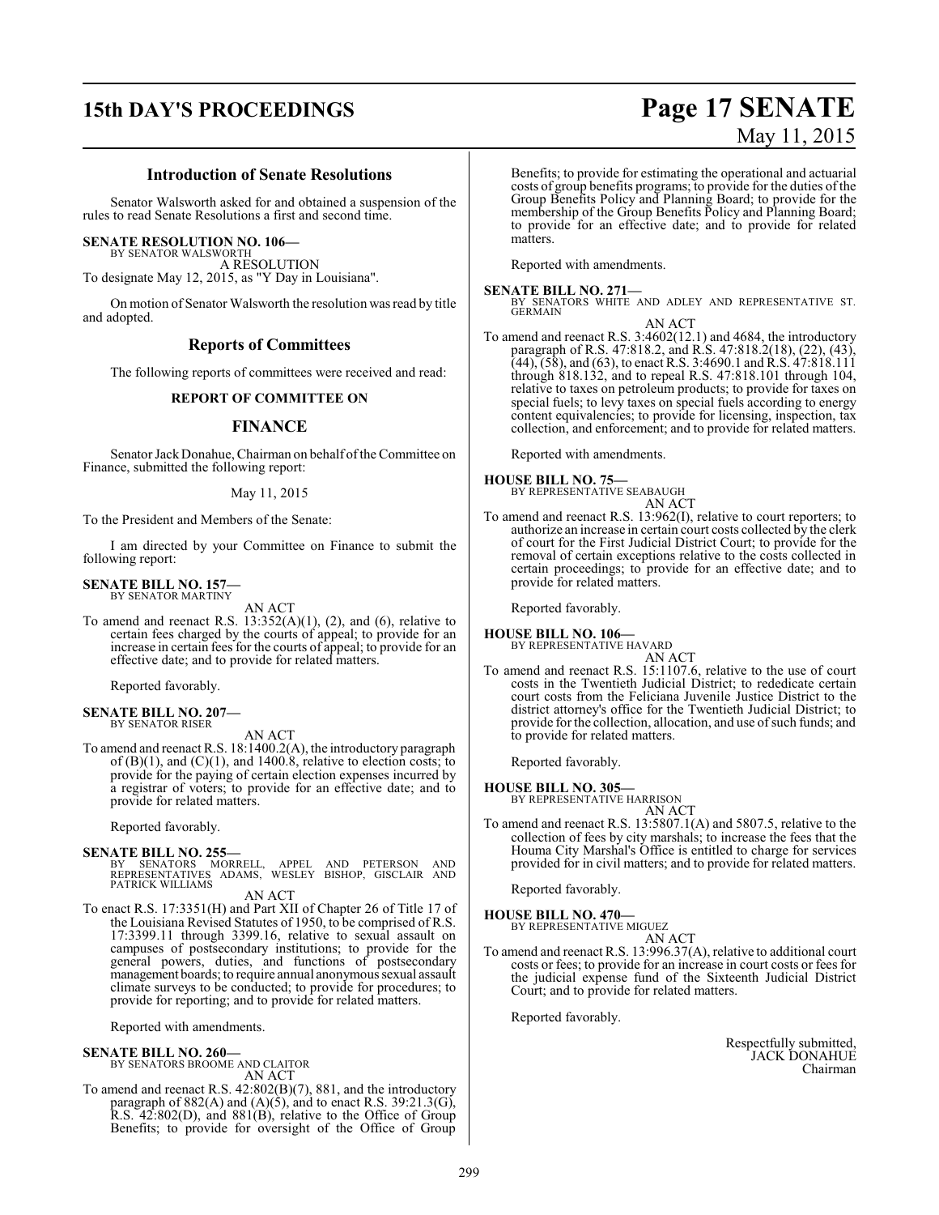## Introduction of Senate Resolutions

Senator Walsworth asked for and obtained a suspension of the rules to read Senate Resolutions a first and second time.

**SENATE RESOLUTION NO. 106—**
BY SENATOR WALSWORTH

A RESOLUTION

To designate May 12, 2015, as "Y Day in Louisiana".

On motion of Senator Walsworth the resolution was read by title and adopted.

## Reports of Committees

The following reports of committees were received and read:

### REPORT OF COMMITTEE ON

### FINANCE

Senator Jack Donahue, Chairman on behalf of the Committee on Finance, submitted the following report:

May 11, 2015

To the President and Members of the Senate:

I am directed by your Committee on Finance to submit the following report:

**SENATE BILL NO. 157—**
BY SENATOR MARTINY

AN ACT

To amend and reenact R.S. 13:352(A)(1), (2), and (6), relative to certain fees charged by the courts of appeal; to provide for an increase in certain fees for the courts of appeal; to provide for an effective date; and to provide for related matters.

Reported favorably.

**SENATE BILL NO. 207—**
BY SENATOR RISER

AN ACT

To amend and reenact R.S. 18:1400.2(A), the introductory paragraph of (B)(1), and (C)(1), and 1400.8, relative to election costs; to provide for the paying of certain election expenses incurred by a registrar of voters; to provide for an effective date; and to provide for related matters.

Reported favorably.

**SENATE BILL NO. 255—**
BY SENATORS MORRELL, APPEL AND PETERSON AND REPRESENTATIVES ADAMS, WESLEY BISHOP, GISCLAIR AND PATRICK WILLIAMS

AN ACT

To enact R.S. 17:3351(H) and Part XII of Chapter 26 of Title 17 of the Louisiana Revised Statutes of 1950, to be comprised of R.S. 17:3399.11 through 3399.16, relative to sexual assault on campuses of postsecondary institutions; to provide for the general powers, duties, and functions of postsecondary management boards; to require annual anonymous sexual assault climate surveys to be conducted; to provide for procedures; to provide for reporting; and to provide for related matters.

Reported with amendments.

**SENATE BILL NO. 260—**
BY SENATORS BROOME AND CLAITOR

AN ACT

To amend and reenact R.S. 42:802(B)(7), 881, and the introductory paragraph of 882(A) and (A)(5), and to enact R.S. 39:21.3(G), R.S. 42:802(D), and 881(B), relative to the Office of Group Benefits; to provide for oversight of the Office of Group Benefits; to provide for estimating the operational and actuarial costs of group benefits programs; to provide for the duties of the Group Benefits Policy and Planning Board; to provide for the membership of the Group Benefits Policy and Planning Board; to provide for an effective date; and to provide for related matters.

Reported with amendments.

**SENATE BILL NO. 271—**
BY SENATORS WHITE AND ADLEY AND REPRESENTATIVE ST. GERMAIN

AN ACT

To amend and reenact R.S. 3:4602(12.1) and 4684, the introductory paragraph of R.S. 47:818.2, and R.S. 47:818.2(18), (22), (43), (44), (58), and (63), to enact R.S. 3:4690.1 and R.S. 47:818.111 through 818.132, and to repeal R.S. 47:818.101 through 104, relative to taxes on petroleum products; to provide for taxes on special fuels; to levy taxes on special fuels according to energy content equivalencies; to provide for licensing, inspection, tax collection, and enforcement; and to provide for related matters.

Reported with amendments.

**HOUSE BILL NO. 75—**
BY REPRESENTATIVE SEABAUGH

AN ACT

To amend and reenact R.S. 13:962(I), relative to court reporters; to authorize an increase in certain court costs collected by the clerk of court for the First Judicial District Court; to provide for the removal of certain exceptions relative to the costs collected in certain proceedings; to provide for an effective date; and to provide for related matters.

Reported favorably.

**HOUSE BILL NO. 106—**
BY REPRESENTATIVE HAVARD

AN ACT

To amend and reenact R.S. 15:1107.6, relative to the use of court costs in the Twentieth Judicial District; to rededicate certain court costs from the Feliciana Juvenile Justice District to the district attorney's office for the Twentieth Judicial District; to provide for the collection, allocation, and use of such funds; and to provide for related matters.

Reported favorably.

**HOUSE BILL NO. 305—**
BY REPRESENTATIVE HARRISON

AN ACT

To amend and reenact R.S. 13:5807.1(A) and 5807.5, relative to the collection of fees by city marshals; to increase the fees that the Houma City Marshal's Office is entitled to charge for services provided for in civil matters; and to provide for related matters.

Reported favorably.

**HOUSE BILL NO. 470—**
BY REPRESENTATIVE MIGUEZ

AN ACT

To amend and reenact R.S. 13:996.37(A), relative to additional court costs or fees; to provide for an increase in court costs or fees for the judicial expense fund of the Sixteenth Judicial District Court; and to provide for related matters.

Reported favorably.

Respectfully submitted,
JACK DONAHUE
Chairman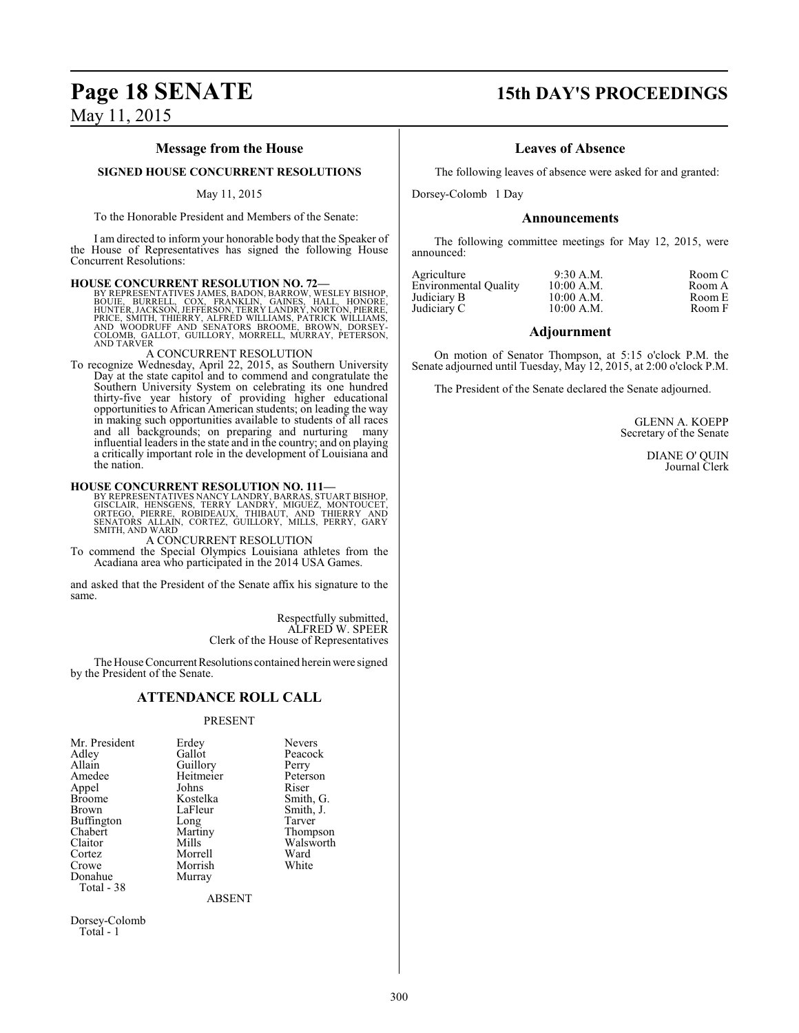## Message from the House

**SIGNED HOUSE CONCURRENT RESOLUTIONS**

May 11, 2015

To the Honorable President and Members of the Senate:

I am directed to inform your honorable body that the Speaker of the House of Representatives has signed the following House Concurrent Resolutions:

**HOUSE CONCURRENT RESOLUTION NO. 72—**
BY REPRESENTATIVES JAMES, BADON, BARROW, WESLEY BISHOP, BOUIE, BURRELL, COX, FRANKLIN, GAINES, HALL, HONORE, HUNTER, JACKSON, JEFFERSON, TERRY LANDRY, NORTON, PIERRE, PRICE, SMITH, THIERRY, ALFRED WILLIAMS, PATRICK WILLIAMS, AND WOODRUFF AND SENATORS BROOME, BROWN, DORSEY-COLOMB, GALLOT, GUILLORY, MORRELL, MURRAY, PETERSON, AND TARVER

A CONCURRENT RESOLUTION

To recognize Wednesday, April 22, 2015, as Southern University Day at the state capitol and to commend and congratulate the Southern University System on celebrating its one hundred thirty-five year history of providing higher educational opportunities to African American students; on leading the way in making such opportunities available to students of all races and all backgrounds; on preparing and nurturing many influential leaders in the state and in the country; and on playing a critically important role in the development of Louisiana and the nation.

**HOUSE CONCURRENT RESOLUTION NO. 111—**
BY REPRESENTATIVES NANCY LANDRY, BARRAS, STUART BISHOP, GISCLAIR, HENSGENS, TERRY LANDRY, MIGUEZ, MONTOUCET, ORTEGO, PIERRE, ROBIDEAUX, THIBAUT, AND THIERRY AND SENATORS ALLAIN, CORTEZ, GUILLORY, MILLS, PERRY, GARY SMITH, AND WARD

A CONCURRENT RESOLUTION

To commend the Special Olympics Louisiana athletes from the Acadiana area who participated in the 2014 USA Games.

and asked that the President of the Senate affix his signature to the same.

Respectfully submitted,
ALFRED W. SPEER
Clerk of the House of Representatives

The House Concurrent Resolutions contained herein were signed by the President of the Senate.

## ATTENDANCE ROLL CALL

PRESENT

| | | |
|---|---|---|
| Mr. President | Erdey | Nevers |
| Adley | Gallot | Peacock |
| Allain | Guillory | Perry |
| Amedee | Heitmeier | Peterson |
| Appel | Johns | Riser |
| Broome | Kostelka | Smith, G. |
| Brown | LaFleur | Smith, J. |
| Buffington | Long | Tarver |
| Chabert | Martiny | Thompson |
| Claitor | Mills | Walsworth |
| Cortez | Morrell | Ward |
| Crowe | Morrish | White |
| Donahue | Murray | |

Total - 38

ABSENT

Dorsey-Colomb

Total - 1

## Leaves of Absence

The following leaves of absence were asked for and granted:

Dorsey-Colomb 1 Day

## Announcements

The following committee meetings for May 12, 2015, were announced:

| | | |
|---|---|---|
| Agriculture | 9:30 A.M. | Room C |
| Environmental Quality | 10:00 A.M. | Room A |
| Judiciary B | 10:00 A.M. | Room E |
| Judiciary C | 10:00 A.M. | Room F |

## Adjournment

On motion of Senator Thompson, at 5:15 o'clock P.M. the Senate adjourned until Tuesday, May 12, 2015, at 2:00 o'clock P.M.

The President of the Senate declared the Senate adjourned.

GLENN A. KOEPP
Secretary of the Senate

DIANE O' QUIN
Journal Clerk